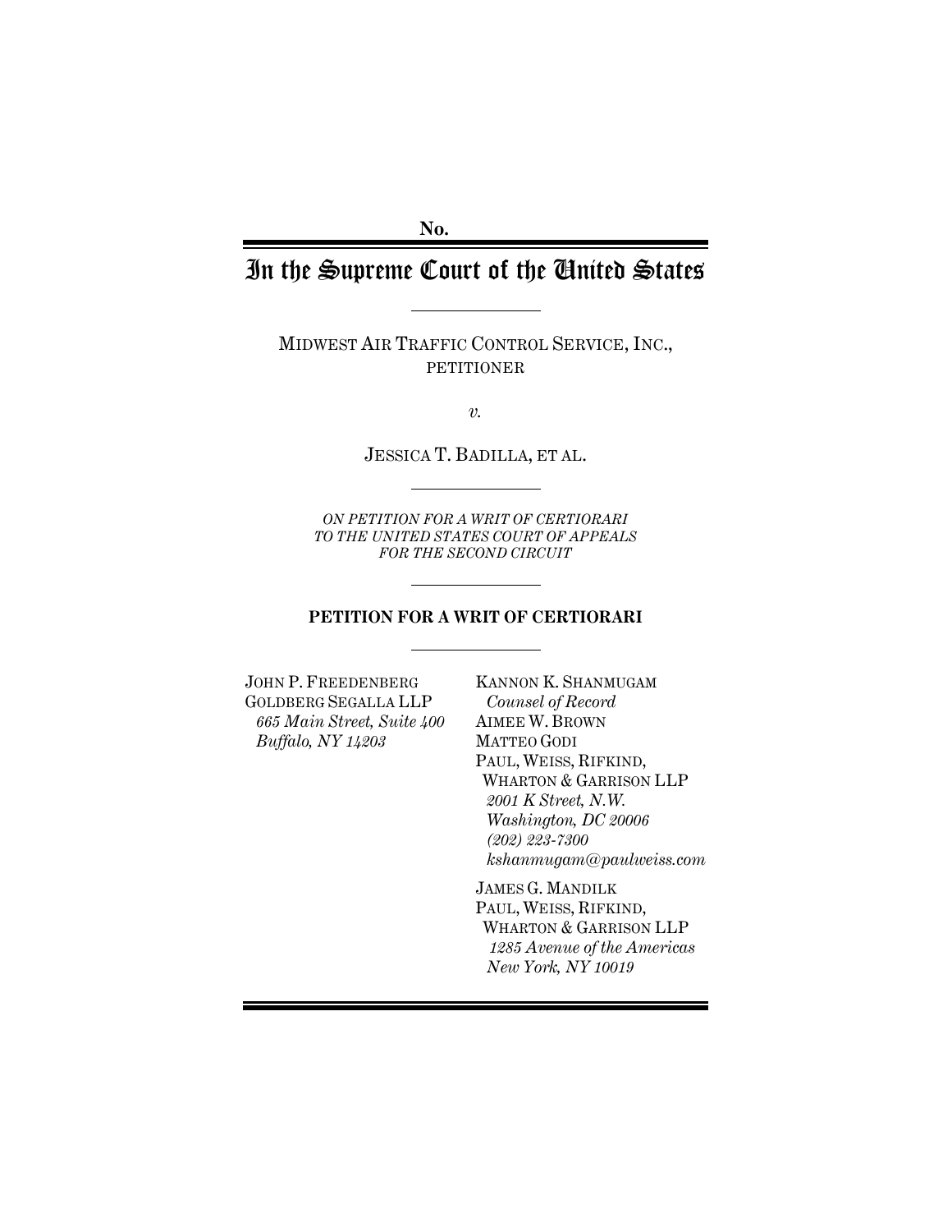**No.**

# In the Supreme Court of the United States

MIDWEST AIR TRAFFIC CONTROL SERVICE, INC.,
PETITIONER

*v.*

JESSICA T. BADILLA, ET AL.

*ON PETITION FOR A WRIT OF CERTIORARI TO THE UNITED STATES COURT OF APPEALS FOR THE SECOND CIRCUIT*

**PETITION FOR A WRIT OF CERTIORARI**

JOHN P. FREEDENBERG
GOLDBERG SEGALLA LLP
*665 Main Street, Suite 400*
*Buffalo, NY 14203*

KANNON K. SHANMUGAM
*Counsel of Record*
AIMEE W. BROWN
MATTEO GODI
PAUL, WEISS, RIFKIND, WHARTON & GARRISON LLP
*2001 K Street, N.W.*
*Washington, DC 20006*
*(202) 223-7300*
*kshanmugam@paulweiss.com*

JAMES G. MANDILK
PAUL, WEISS, RIFKIND, WHARTON & GARRISON LLP
*1285 Avenue of the Americas*
*New York, NY 10019*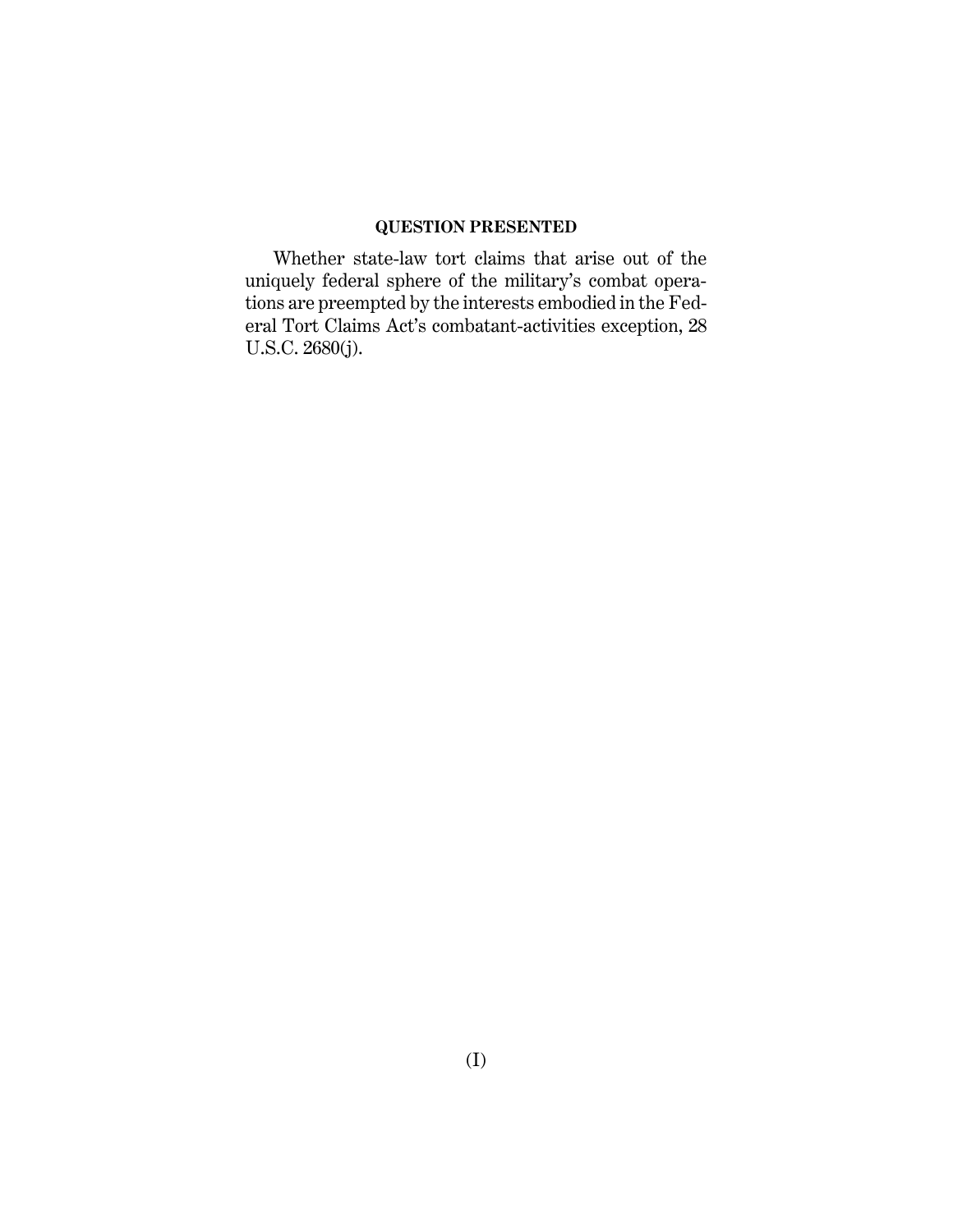## QUESTION PRESENTED

Whether state-law tort claims that arise out of the uniquely federal sphere of the military's combat operations are preempted by the interests embodied in the Federal Tort Claims Act's combatant-activities exception, 28 U.S.C. 2680(j).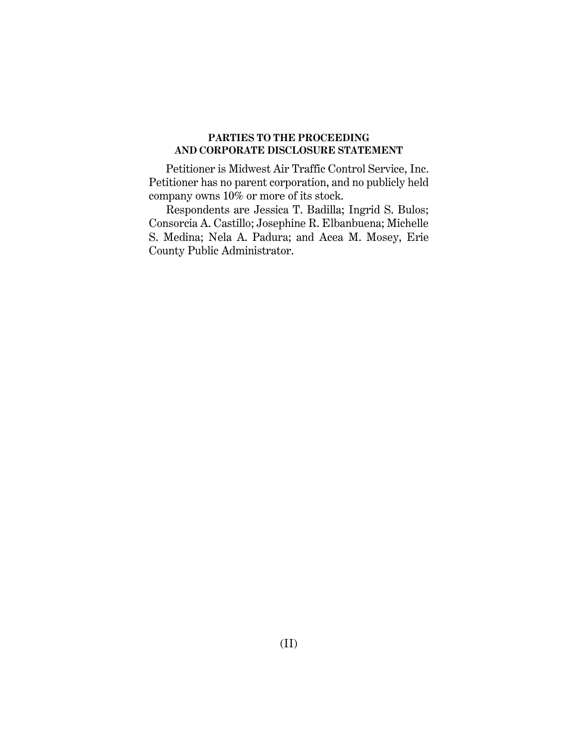## PARTIES TO THE PROCEEDING AND CORPORATE DISCLOSURE STATEMENT

Petitioner is Midwest Air Traffic Control Service, Inc. Petitioner has no parent corporation, and no publicly held company owns 10% or more of its stock.

Respondents are Jessica T. Badilla; Ingrid S. Bulos; Consorcia A. Castillo; Josephine R. Elbanbuena; Michelle S. Medina; Nela A. Padura; and Acea M. Mosey, Erie County Public Administrator.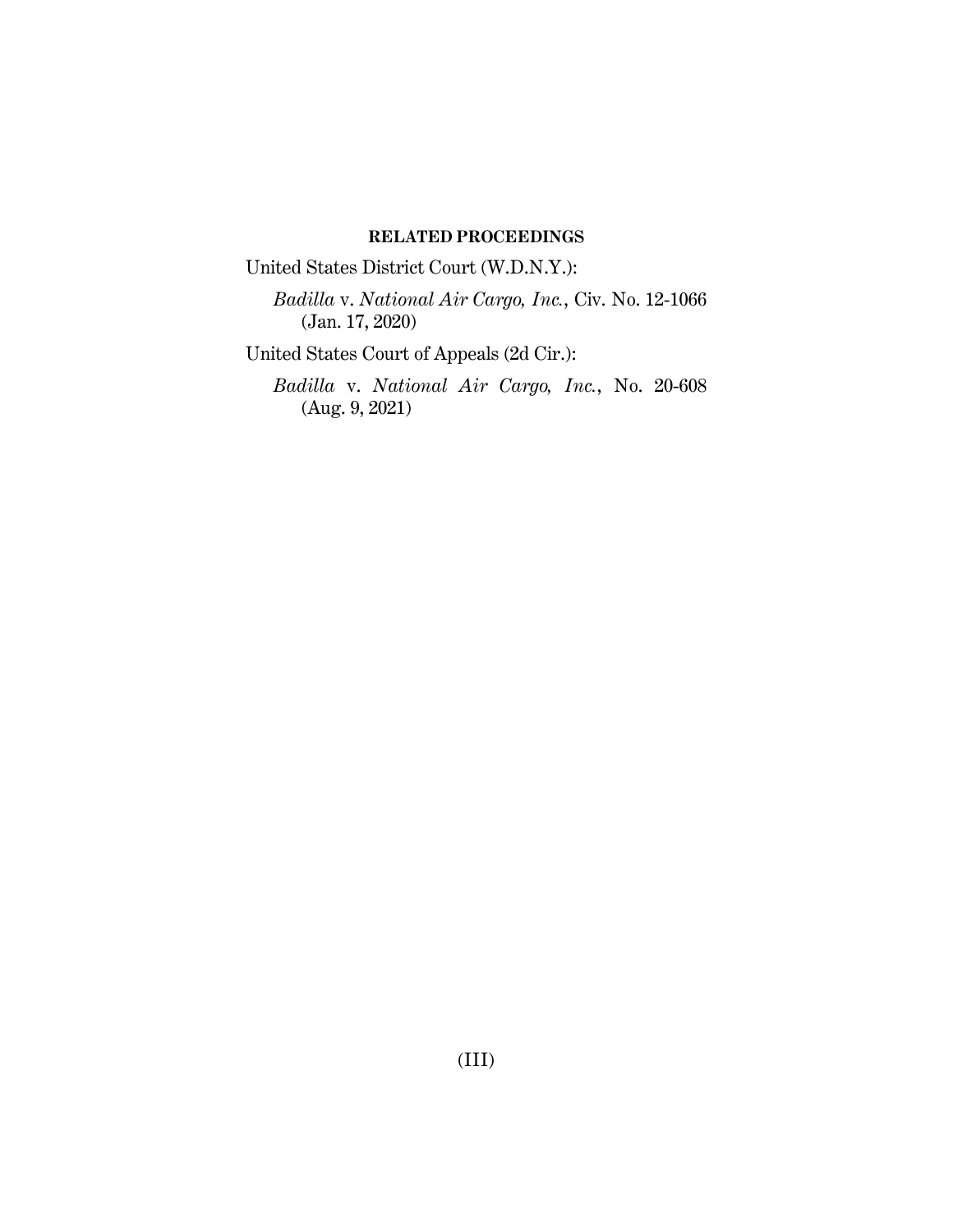## RELATED PROCEEDINGS

United States District Court (W.D.N.Y.):

*Badilla* v. *National Air Cargo, Inc.*, Civ. No. 12-1066 (Jan. 17, 2020)

United States Court of Appeals (2d Cir.):

*Badilla* v. *National Air Cargo, Inc.*, No. 20-608 (Aug. 9, 2021)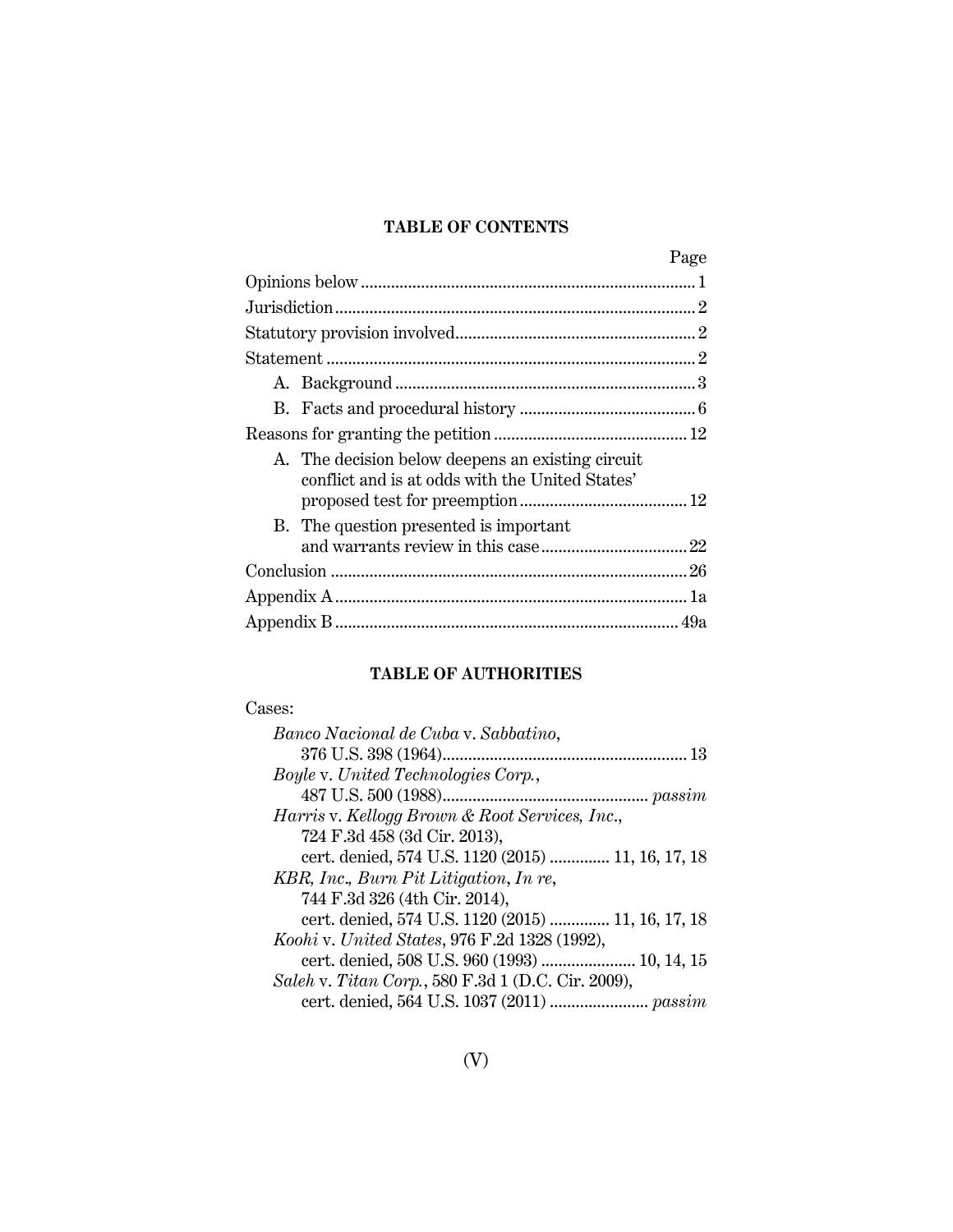## TABLE OF CONTENTS

| | Page |
|---|---|
| Opinions below | 1 |
| Jurisdiction | 2 |
| Statutory provision involved | 2 |
| Statement | 2 |
| A. Background | 3 |
| B. Facts and procedural history | 6 |
| Reasons for granting the petition | 12 |
| A. The decision below deepens an existing circuit conflict and is at odds with the United States' proposed test for preemption | 12 |
| B. The question presented is important and warrants review in this case | 22 |
| Conclusion | 26 |
| Appendix A | 1a |
| Appendix B | 49a |

## TABLE OF AUTHORITIES

Cases:

*Banco Nacional de Cuba* v. *Sabbatino*, 376 U.S. 398 (1964) .... 13

*Boyle* v. *United Technologies Corp.*, 487 U.S. 500 (1988) .... *passim*

*Harris* v. *Kellogg Brown & Root Services, Inc.*, 724 F.3d 458 (3d Cir. 2013), cert. denied, 574 U.S. 1120 (2015) .... 11, 16, 17, 18

*KBR, Inc., Burn Pit Litigation, In re*, 744 F.3d 326 (4th Cir. 2014), cert. denied, 574 U.S. 1120 (2015) .... 11, 16, 17, 18

*Koohi* v. *United States*, 976 F.2d 1328 (1992), cert. denied, 508 U.S. 960 (1993) .... 10, 14, 15

*Saleh* v. *Titan Corp.*, 580 F.3d 1 (D.C. Cir. 2009), cert. denied, 564 U.S. 1037 (2011) .... *passim*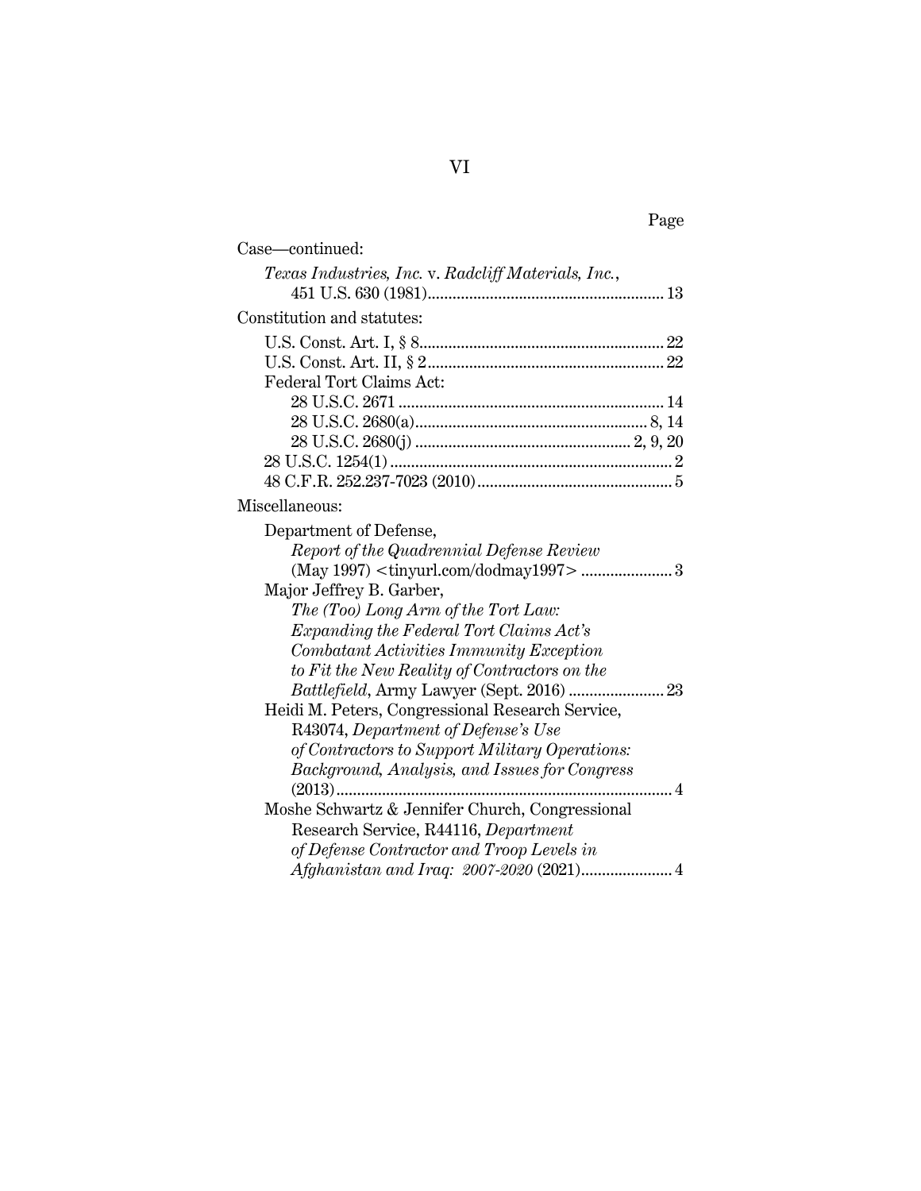Page

Case—continued:

*Texas Industries, Inc.* v. *Radcliff Materials, Inc.*, 451 U.S. 630 (1981) ........................................................ 13

Constitution and statutes:

U.S. Const. Art. I, § 8 .......................................................... 22
U.S. Const. Art. II, § 2 ......................................................... 22
Federal Tort Claims Act:
28 U.S.C. 2671 ................................................................ 14
28 U.S.C. 2680(a) ....................................................... 8, 14
28 U.S.C. 2680(j) ................................................... 2, 9, 20
28 U.S.C. 1254(1) .................................................................... 2
48 C.F.R. 252.237-7023 (2010) .............................................. 5

Miscellaneous:

Department of Defense, *Report of the Quadrennial Defense Review* (May 1997) <tinyurl.com/dodmay1997> ...................... 3

Major Jeffrey B. Garber, *The (Too) Long Arm of the Tort Law: Expanding the Federal Tort Claims Act's Combatant Activities Immunity Exception to Fit the New Reality of Contractors on the Battlefield*, Army Lawyer (Sept. 2016) ....................... 23

Heidi M. Peters, Congressional Research Service, R43074, *Department of Defense's Use of Contractors to Support Military Operations: Background, Analysis, and Issues for Congress* (2013) ................................................................................ 4

Moshe Schwartz & Jennifer Church, Congressional Research Service, R44116, *Department of Defense Contractor and Troop Levels in Afghanistan and Iraq: 2007-2020* (2021) ...................... 4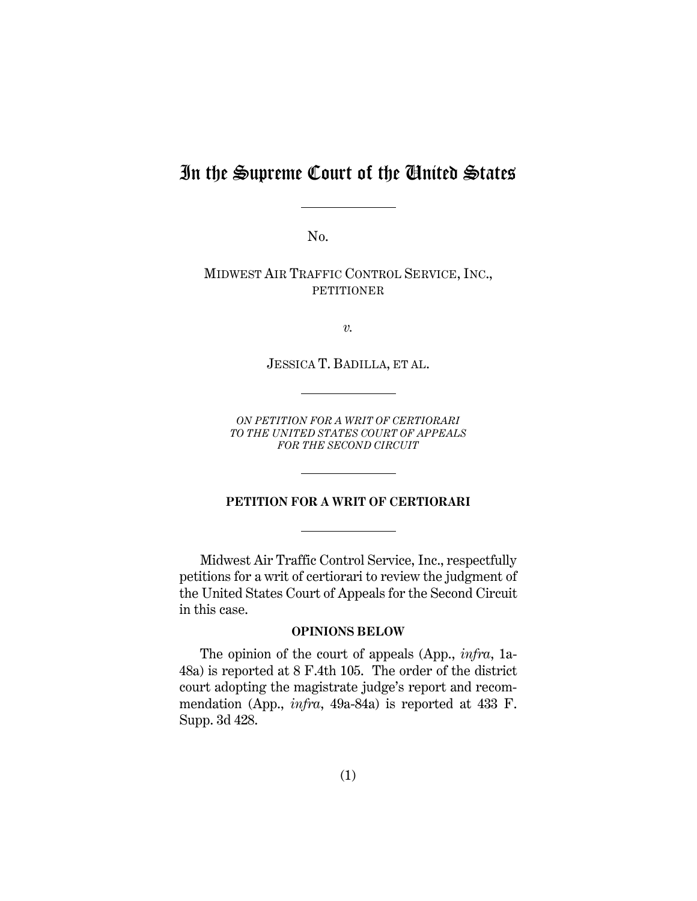# In the Supreme Court of the United States

No.

MIDWEST AIR TRAFFIC CONTROL SERVICE, INC.,
PETITIONER

*v.*

JESSICA T. BADILLA, ET AL.

*ON PETITION FOR A WRIT OF CERTIORARI TO THE UNITED STATES COURT OF APPEALS FOR THE SECOND CIRCUIT*

**PETITION FOR A WRIT OF CERTIORARI**

Midwest Air Traffic Control Service, Inc., respectfully petitions for a writ of certiorari to review the judgment of the United States Court of Appeals for the Second Circuit in this case.

**OPINIONS BELOW**

The opinion of the court of appeals (App., *infra*, 1a-48a) is reported at 8 F.4th 105. The order of the district court adopting the magistrate judge's report and recommendation (App., *infra*, 49a-84a) is reported at 433 F. Supp. 3d 428.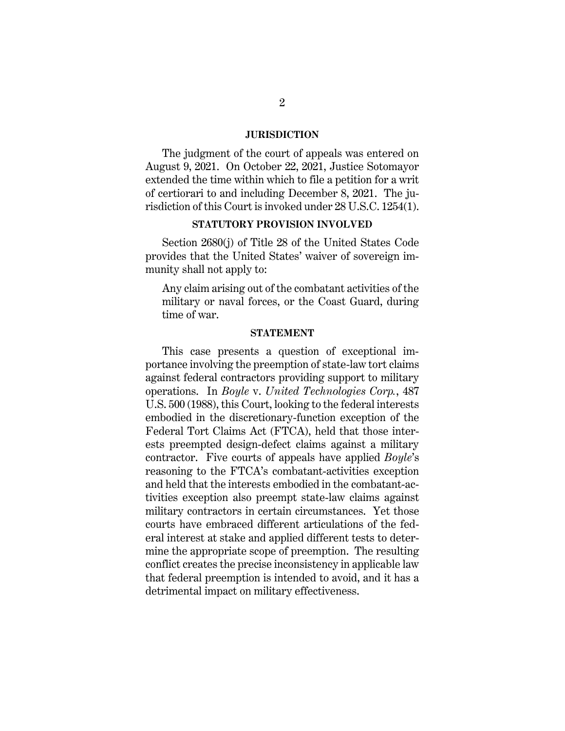## JURISDICTION

The judgment of the court of appeals was entered on August 9, 2021. On October 22, 2021, Justice Sotomayor extended the time within which to file a petition for a writ of certiorari to and including December 8, 2021. The jurisdiction of this Court is invoked under 28 U.S.C. 1254(1).

## STATUTORY PROVISION INVOLVED

Section 2680(j) of Title 28 of the United States Code provides that the United States' waiver of sovereign immunity shall not apply to:

> Any claim arising out of the combatant activities of the military or naval forces, or the Coast Guard, during time of war.

## STATEMENT

This case presents a question of exceptional importance involving the preemption of state-law tort claims against federal contractors providing support to military operations. In *Boyle* v. *United Technologies Corp.*, 487 U.S. 500 (1988), this Court, looking to the federal interests embodied in the discretionary-function exception of the Federal Tort Claims Act (FTCA), held that those interests preempted design-defect claims against a military contractor. Five courts of appeals have applied *Boyle*'s reasoning to the FTCA's combatant-activities exception and held that the interests embodied in the combatant-activities exception also preempt state-law claims against military contractors in certain circumstances. Yet those courts have embraced different articulations of the federal interest at stake and applied different tests to determine the appropriate scope of preemption. The resulting conflict creates the precise inconsistency in applicable law that federal preemption is intended to avoid, and it has a detrimental impact on military effectiveness.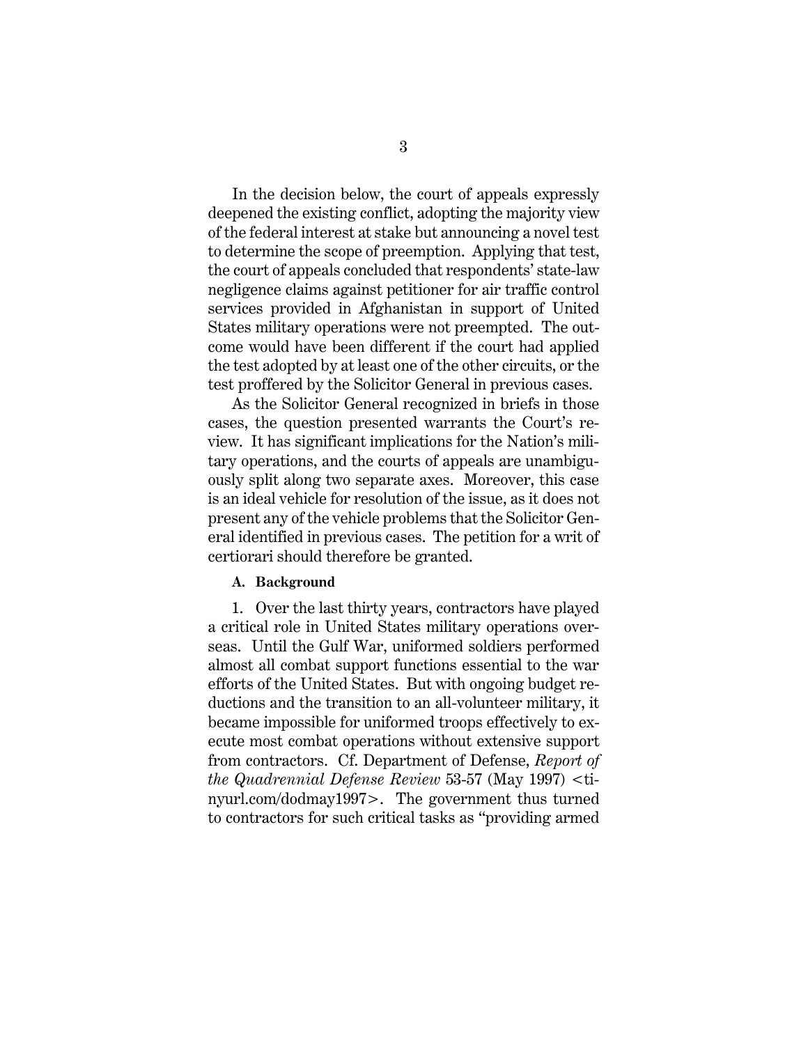In the decision below, the court of appeals expressly deepened the existing conflict, adopting the majority view of the federal interest at stake but announcing a novel test to determine the scope of preemption. Applying that test, the court of appeals concluded that respondents' state-law negligence claims against petitioner for air traffic control services provided in Afghanistan in support of United States military operations were not preempted. The outcome would have been different if the court had applied the test adopted by at least one of the other circuits, or the test proffered by the Solicitor General in previous cases.

As the Solicitor General recognized in briefs in those cases, the question presented warrants the Court's review. It has significant implications for the Nation's military operations, and the courts of appeals are unambiguously split along two separate axes. Moreover, this case is an ideal vehicle for resolution of the issue, as it does not present any of the vehicle problems that the Solicitor General identified in previous cases. The petition for a writ of certiorari should therefore be granted.

**A. Background**

1. Over the last thirty years, contractors have played a critical role in United States military operations overseas. Until the Gulf War, uniformed soldiers performed almost all combat support functions essential to the war efforts of the United States. But with ongoing budget reductions and the transition to an all-volunteer military, it became impossible for uniformed troops effectively to execute most combat operations without extensive support from contractors. Cf. Department of Defense, *Report of the Quadrennial Defense Review* 53-57 (May 1997) <tinyurl.com/dodmay1997>. The government thus turned to contractors for such critical tasks as "providing armed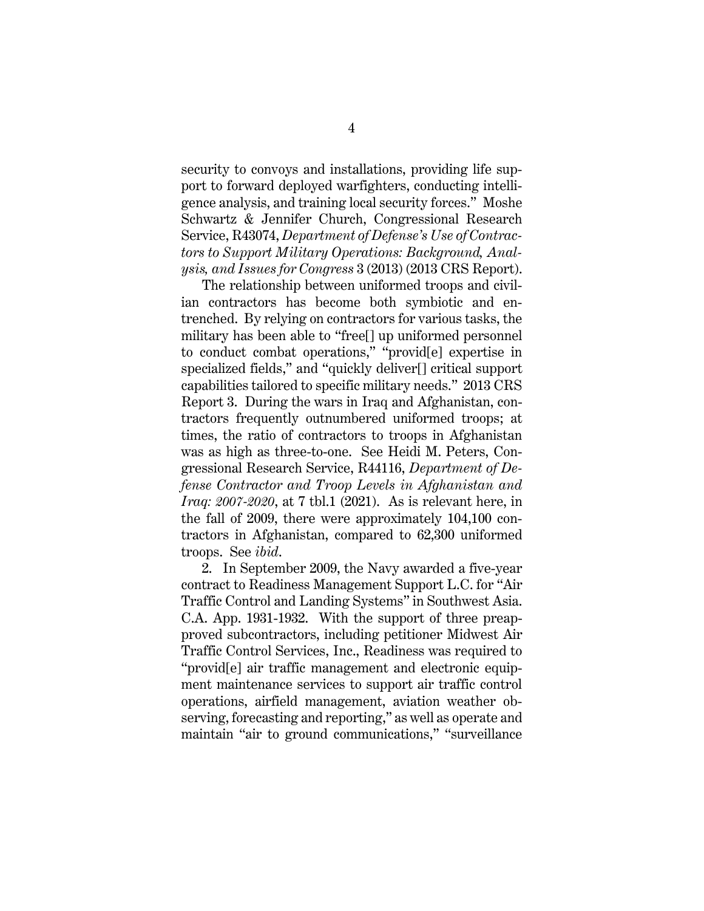security to convoys and installations, providing life support to forward deployed warfighters, conducting intelligence analysis, and training local security forces." Moshe Schwartz & Jennifer Church, Congressional Research Service, R43074, *Department of Defense's Use of Contractors to Support Military Operations: Background, Analysis, and Issues for Congress* 3 (2013) (2013 CRS Report).

The relationship between uniformed troops and civilian contractors has become both symbiotic and entrenched. By relying on contractors for various tasks, the military has been able to "free[] up uniformed personnel to conduct combat operations," "provid[e] expertise in specialized fields," and "quickly deliver[] critical support capabilities tailored to specific military needs." 2013 CRS Report 3. During the wars in Iraq and Afghanistan, contractors frequently outnumbered uniformed troops; at times, the ratio of contractors to troops in Afghanistan was as high as three-to-one. See Heidi M. Peters, Congressional Research Service, R44116, *Department of Defense Contractor and Troop Levels in Afghanistan and Iraq: 2007-2020*, at 7 tbl.1 (2021). As is relevant here, in the fall of 2009, there were approximately 104,100 contractors in Afghanistan, compared to 62,300 uniformed troops. See *ibid.*

2. In September 2009, the Navy awarded a five-year contract to Readiness Management Support L.C. for "Air Traffic Control and Landing Systems" in Southwest Asia. C.A. App. 1931-1932. With the support of three preapproved subcontractors, including petitioner Midwest Air Traffic Control Services, Inc., Readiness was required to "provid[e] air traffic management and electronic equipment maintenance services to support air traffic control operations, airfield management, aviation weather observing, forecasting and reporting," as well as operate and maintain "air to ground communications," "surveillance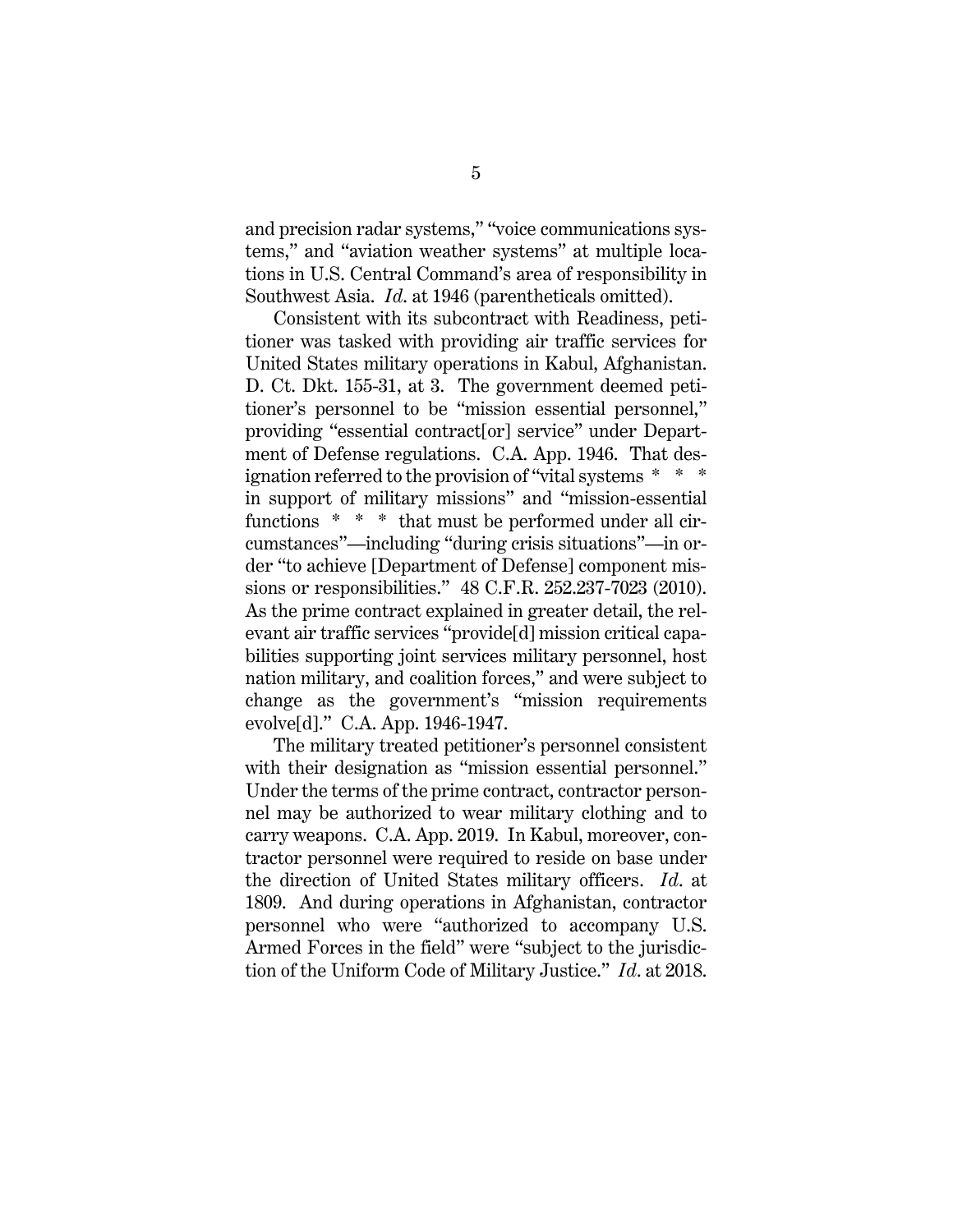and precision radar systems," "voice communications systems," and "aviation weather systems" at multiple locations in U.S. Central Command's area of responsibility in Southwest Asia. *Id*. at 1946 (parentheticals omitted).

Consistent with its subcontract with Readiness, petitioner was tasked with providing air traffic services for United States military operations in Kabul, Afghanistan. D. Ct. Dkt. 155-31, at 3. The government deemed petitioner's personnel to be "mission essential personnel," providing "essential contract[or] service" under Department of Defense regulations. C.A. App. 1946. That designation referred to the provision of "vital systems * * * in support of military missions" and "mission-essential functions * * * that must be performed under all circumstances"—including "during crisis situations"—in order "to achieve [Department of Defense] component missions or responsibilities." 48 C.F.R. 252.237-7023 (2010). As the prime contract explained in greater detail, the relevant air traffic services "provide[d] mission critical capabilities supporting joint services military personnel, host nation military, and coalition forces," and were subject to change as the government's "mission requirements evolve[d]." C.A. App. 1946-1947.

The military treated petitioner's personnel consistent with their designation as "mission essential personnel." Under the terms of the prime contract, contractor personnel may be authorized to wear military clothing and to carry weapons. C.A. App. 2019. In Kabul, moreover, contractor personnel were required to reside on base under the direction of United States military officers. *Id*. at 1809. And during operations in Afghanistan, contractor personnel who were "authorized to accompany U.S. Armed Forces in the field" were "subject to the jurisdiction of the Uniform Code of Military Justice." *Id*. at 2018.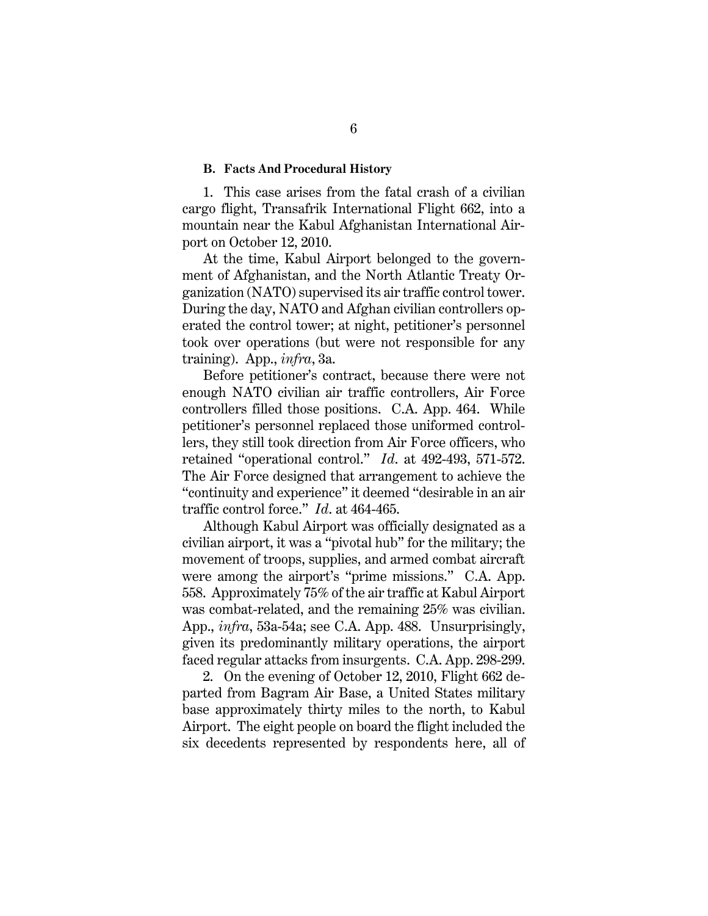### B. Facts And Procedural History

1. This case arises from the fatal crash of a civilian cargo flight, Transafrik International Flight 662, into a mountain near the Kabul Afghanistan International Airport on October 12, 2010.

At the time, Kabul Airport belonged to the government of Afghanistan, and the North Atlantic Treaty Organization (NATO) supervised its air traffic control tower. During the day, NATO and Afghan civilian controllers operated the control tower; at night, petitioner's personnel took over operations (but were not responsible for any training). App., *infra*, 3a.

Before petitioner's contract, because there were not enough NATO civilian air traffic controllers, Air Force controllers filled those positions. C.A. App. 464. While petitioner's personnel replaced those uniformed controllers, they still took direction from Air Force officers, who retained "operational control." *Id*. at 492-493, 571-572. The Air Force designed that arrangement to achieve the "continuity and experience" it deemed "desirable in an air traffic control force." *Id*. at 464-465.

Although Kabul Airport was officially designated as a civilian airport, it was a "pivotal hub" for the military; the movement of troops, supplies, and armed combat aircraft were among the airport's "prime missions." C.A. App. 558. Approximately 75% of the air traffic at Kabul Airport was combat-related, and the remaining 25% was civilian. App., *infra*, 53a-54a; see C.A. App. 488. Unsurprisingly, given its predominantly military operations, the airport faced regular attacks from insurgents. C.A. App. 298-299.

2. On the evening of October 12, 2010, Flight 662 departed from Bagram Air Base, a United States military base approximately thirty miles to the north, to Kabul Airport. The eight people on board the flight included the six decedents represented by respondents here, all of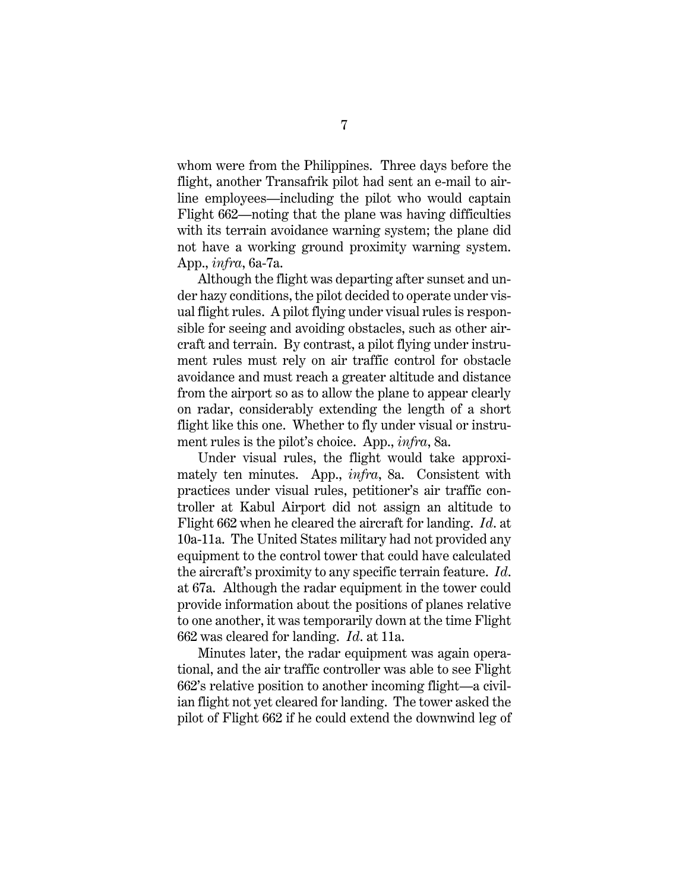whom were from the Philippines. Three days before the flight, another Transafrik pilot had sent an e-mail to airline employees—including the pilot who would captain Flight 662—noting that the plane was having difficulties with its terrain avoidance warning system; the plane did not have a working ground proximity warning system. App., *infra*, 6a-7a.

Although the flight was departing after sunset and under hazy conditions, the pilot decided to operate under visual flight rules. A pilot flying under visual rules is responsible for seeing and avoiding obstacles, such as other aircraft and terrain. By contrast, a pilot flying under instrument rules must rely on air traffic control for obstacle avoidance and must reach a greater altitude and distance from the airport so as to allow the plane to appear clearly on radar, considerably extending the length of a short flight like this one. Whether to fly under visual or instrument rules is the pilot's choice. App., *infra*, 8a.

Under visual rules, the flight would take approximately ten minutes. App., *infra*, 8a. Consistent with practices under visual rules, petitioner's air traffic controller at Kabul Airport did not assign an altitude to Flight 662 when he cleared the aircraft for landing. *Id.* at 10a-11a. The United States military had not provided any equipment to the control tower that could have calculated the aircraft's proximity to any specific terrain feature. *Id.* at 67a. Although the radar equipment in the tower could provide information about the positions of planes relative to one another, it was temporarily down at the time Flight 662 was cleared for landing. *Id.* at 11a.

Minutes later, the radar equipment was again operational, and the air traffic controller was able to see Flight 662's relative position to another incoming flight—a civilian flight not yet cleared for landing. The tower asked the pilot of Flight 662 if he could extend the downwind leg of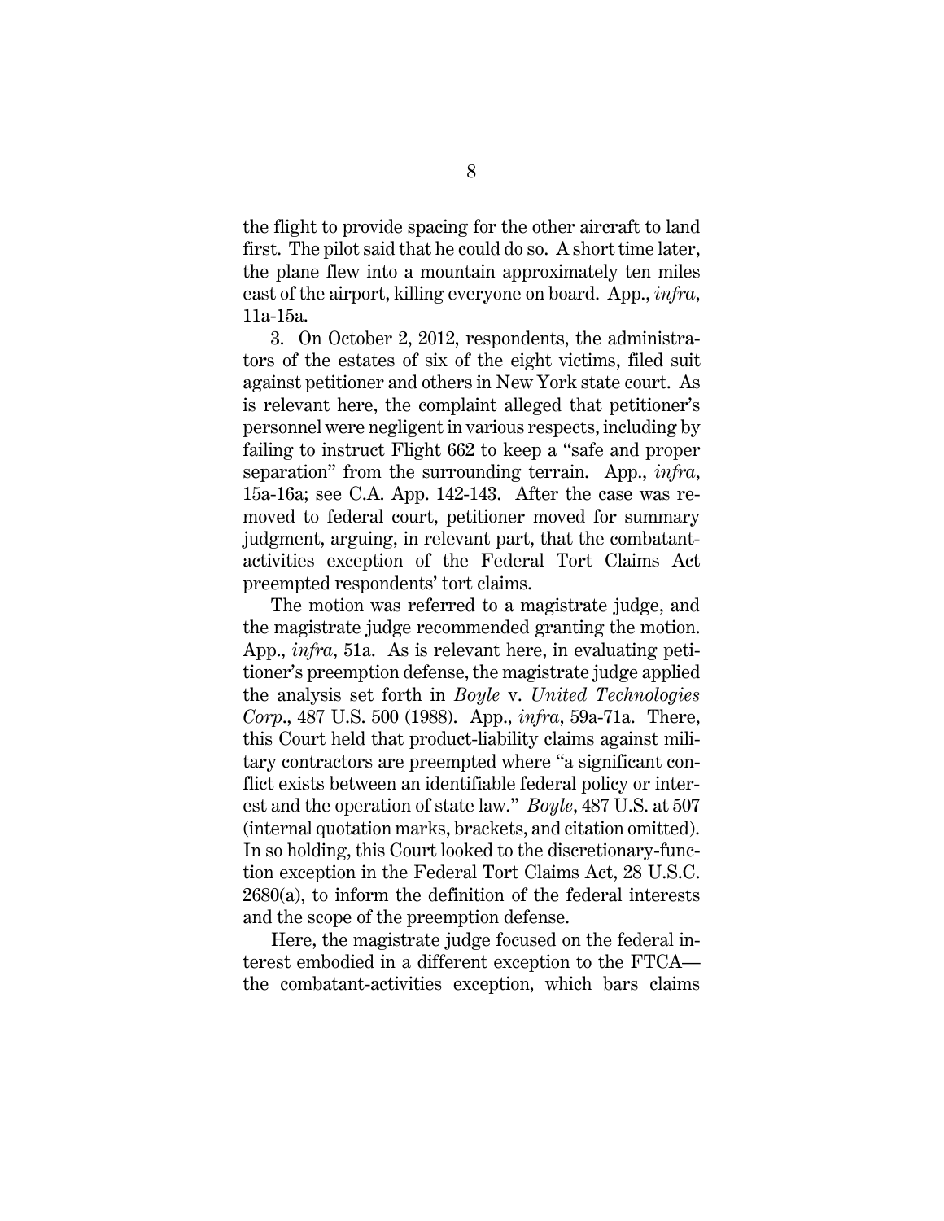the flight to provide spacing for the other aircraft to land first. The pilot said that he could do so. A short time later, the plane flew into a mountain approximately ten miles east of the airport, killing everyone on board. App., *infra*, 11a-15a.

3. On October 2, 2012, respondents, the administrators of the estates of six of the eight victims, filed suit against petitioner and others in New York state court. As is relevant here, the complaint alleged that petitioner's personnel were negligent in various respects, including by failing to instruct Flight 662 to keep a "safe and proper separation" from the surrounding terrain. App., *infra*, 15a-16a; see C.A. App. 142-143. After the case was removed to federal court, petitioner moved for summary judgment, arguing, in relevant part, that the combatant-activities exception of the Federal Tort Claims Act preempted respondents' tort claims.

The motion was referred to a magistrate judge, and the magistrate judge recommended granting the motion. App., *infra*, 51a. As is relevant here, in evaluating petitioner's preemption defense, the magistrate judge applied the analysis set forth in *Boyle* v. *United Technologies Corp.*, 487 U.S. 500 (1988). App., *infra*, 59a-71a. There, this Court held that product-liability claims against military contractors are preempted where "a significant conflict exists between an identifiable federal policy or interest and the operation of state law." *Boyle*, 487 U.S. at 507 (internal quotation marks, brackets, and citation omitted). In so holding, this Court looked to the discretionary-function exception in the Federal Tort Claims Act, 28 U.S.C. 2680(a), to inform the definition of the federal interests and the scope of the preemption defense.

Here, the magistrate judge focused on the federal interest embodied in a different exception to the FTCA—the combatant-activities exception, which bars claims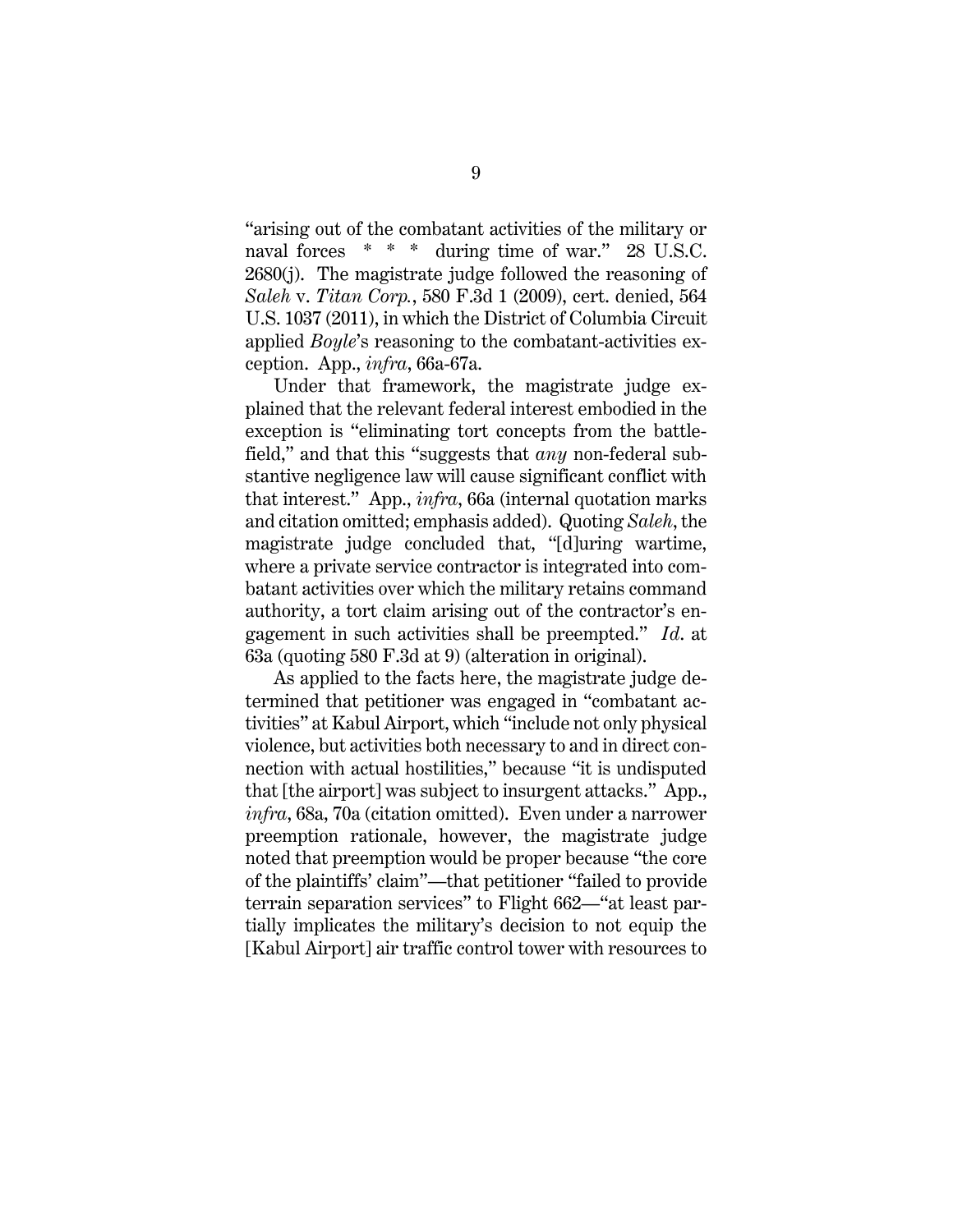"arising out of the combatant activities of the military or naval forces * * * during time of war." 28 U.S.C. 2680(j). The magistrate judge followed the reasoning of *Saleh* v. *Titan Corp.*, 580 F.3d 1 (2009), cert. denied, 564 U.S. 1037 (2011), in which the District of Columbia Circuit applied *Boyle*'s reasoning to the combatant-activities exception. App., *infra*, 66a-67a.

Under that framework, the magistrate judge explained that the relevant federal interest embodied in the exception is "eliminating tort concepts from the battlefield," and that this "suggests that *any* non-federal substantive negligence law will cause significant conflict with that interest." App., *infra*, 66a (internal quotation marks and citation omitted; emphasis added). Quoting *Saleh*, the magistrate judge concluded that, "[d]uring wartime, where a private service contractor is integrated into combatant activities over which the military retains command authority, a tort claim arising out of the contractor's engagement in such activities shall be preempted." *Id*. at 63a (quoting 580 F.3d at 9) (alteration in original).

As applied to the facts here, the magistrate judge determined that petitioner was engaged in "combatant activities" at Kabul Airport, which "include not only physical violence, but activities both necessary to and in direct connection with actual hostilities," because "it is undisputed that [the airport] was subject to insurgent attacks." App., *infra*, 68a, 70a (citation omitted). Even under a narrower preemption rationale, however, the magistrate judge noted that preemption would be proper because "the core of the plaintiffs' claim"—that petitioner "failed to provide terrain separation services" to Flight 662—"at least partially implicates the military's decision to not equip the [Kabul Airport] air traffic control tower with resources to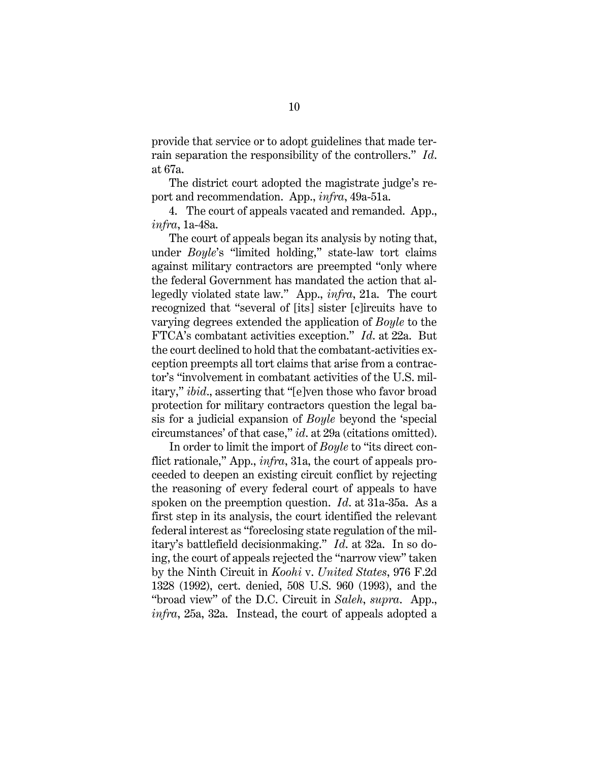provide that service or to adopt guidelines that made terrain separation the responsibility of the controllers." *Id.* at 67a.

The district court adopted the magistrate judge's report and recommendation. App., *infra*, 49a-51a.

4. The court of appeals vacated and remanded. App., *infra*, 1a-48a.

The court of appeals began its analysis by noting that, under *Boyle*'s "limited holding," state-law tort claims against military contractors are preempted "only where the federal Government has mandated the action that allegedly violated state law." App., *infra*, 21a. The court recognized that "several of [its] sister [c]ircuits have to varying degrees extended the application of *Boyle* to the FTCA's combatant activities exception." *Id.* at 22a. But the court declined to hold that the combatant-activities exception preempts all tort claims that arise from a contractor's "involvement in combatant activities of the U.S. military," *ibid.*, asserting that "[e]ven those who favor broad protection for military contractors question the legal basis for a judicial expansion of *Boyle* beyond the 'special circumstances' of that case," *id.* at 29a (citations omitted).

In order to limit the import of *Boyle* to "its direct conflict rationale," App., *infra*, 31a, the court of appeals proceeded to deepen an existing circuit conflict by rejecting the reasoning of every federal court of appeals to have spoken on the preemption question. *Id.* at 31a-35a. As a first step in its analysis, the court identified the relevant federal interest as "foreclosing state regulation of the military's battlefield decisionmaking." *Id.* at 32a. In so doing, the court of appeals rejected the "narrow view" taken by the Ninth Circuit in *Koohi* v. *United States*, 976 F.2d 1328 (1992), cert. denied, 508 U.S. 960 (1993), and the "broad view" of the D.C. Circuit in *Saleh*, *supra*. App., *infra*, 25a, 32a. Instead, the court of appeals adopted a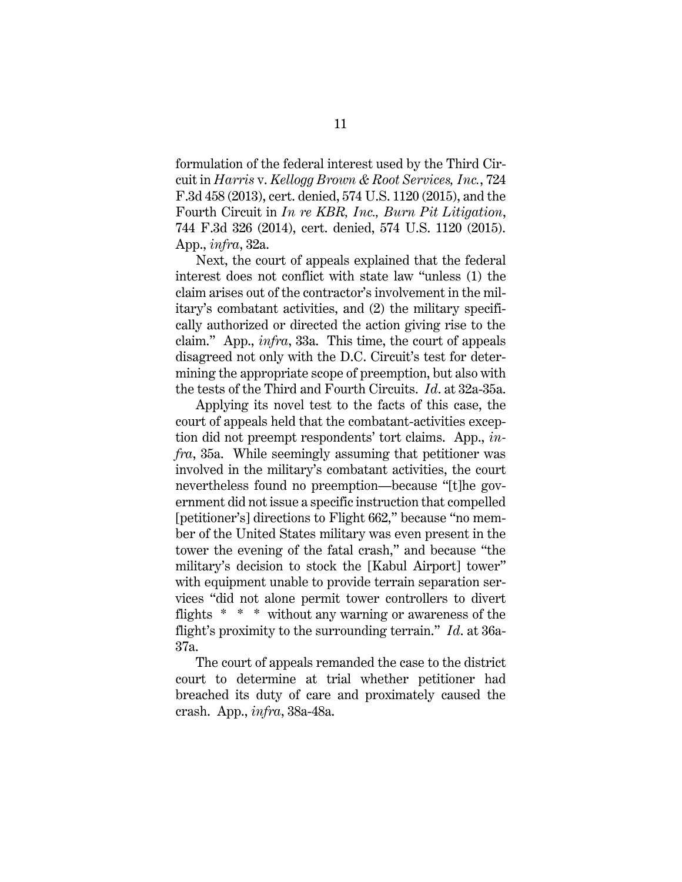formulation of the federal interest used by the Third Circuit in *Harris* v. *Kellogg Brown & Root Services, Inc.*, 724 F.3d 458 (2013), cert. denied, 574 U.S. 1120 (2015), and the Fourth Circuit in *In re KBR, Inc., Burn Pit Litigation*, 744 F.3d 326 (2014), cert. denied, 574 U.S. 1120 (2015). App., *infra*, 32a.

Next, the court of appeals explained that the federal interest does not conflict with state law "unless (1) the claim arises out of the contractor's involvement in the military's combatant activities, and (2) the military specifically authorized or directed the action giving rise to the claim." App., *infra*, 33a. This time, the court of appeals disagreed not only with the D.C. Circuit's test for determining the appropriate scope of preemption, but also with the tests of the Third and Fourth Circuits. *Id*. at 32a-35a.

Applying its novel test to the facts of this case, the court of appeals held that the combatant-activities exception did not preempt respondents' tort claims. App., *infra*, 35a. While seemingly assuming that petitioner was involved in the military's combatant activities, the court nevertheless found no preemption—because "[t]he government did not issue a specific instruction that compelled [petitioner's] directions to Flight 662," because "no member of the United States military was even present in the tower the evening of the fatal crash," and because "the military's decision to stock the [Kabul Airport] tower" with equipment unable to provide terrain separation services "did not alone permit tower controllers to divert flights * * * without any warning or awareness of the flight's proximity to the surrounding terrain." *Id*. at 36a-37a.

The court of appeals remanded the case to the district court to determine at trial whether petitioner had breached its duty of care and proximately caused the crash. App., *infra*, 38a-48a.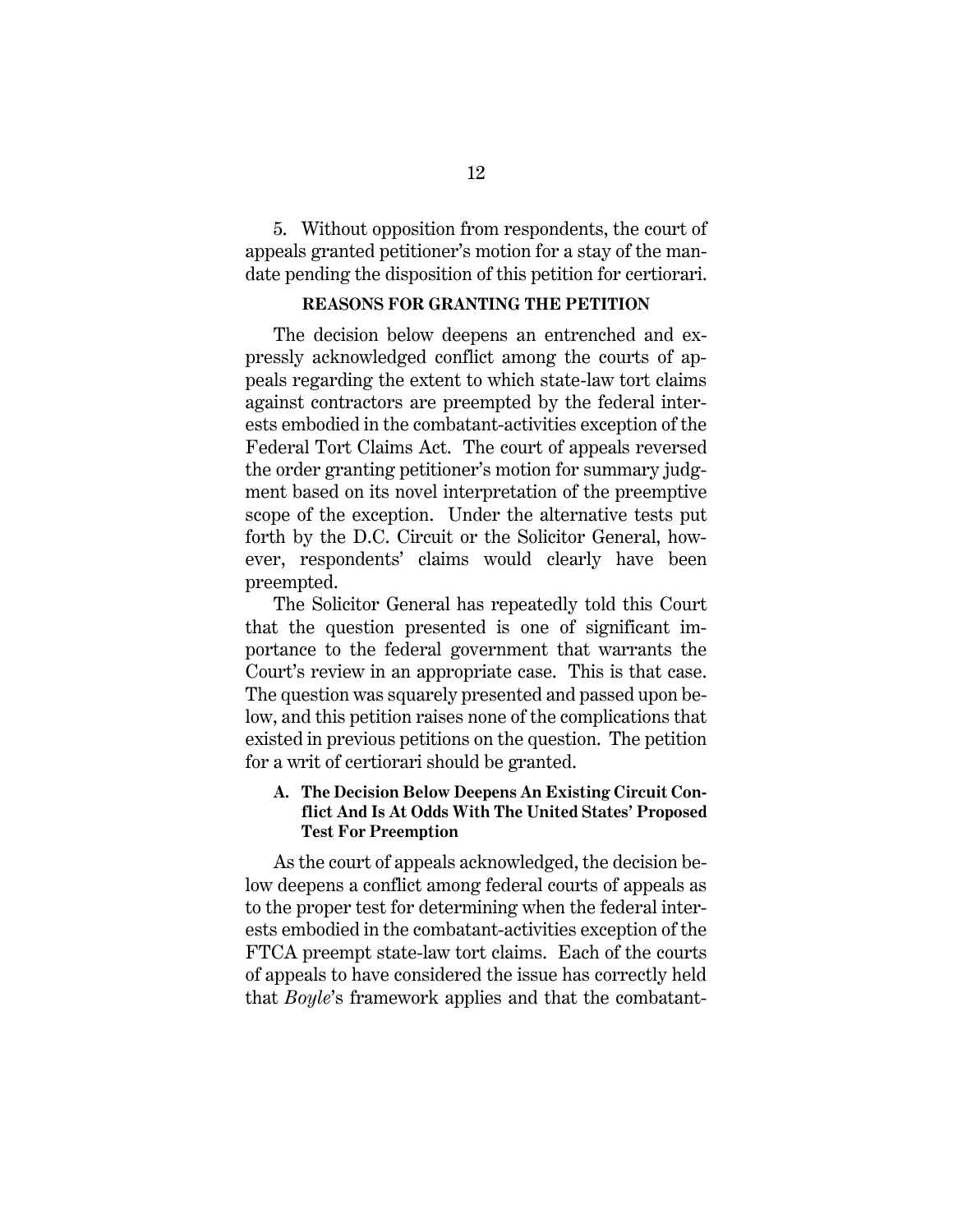5. Without opposition from respondents, the court of appeals granted petitioner's motion for a stay of the mandate pending the disposition of this petition for certiorari.

## REASONS FOR GRANTING THE PETITION

The decision below deepens an entrenched and expressly acknowledged conflict among the courts of appeals regarding the extent to which state-law tort claims against contractors are preempted by the federal interests embodied in the combatant-activities exception of the Federal Tort Claims Act. The court of appeals reversed the order granting petitioner's motion for summary judgment based on its novel interpretation of the preemptive scope of the exception. Under the alternative tests put forth by the D.C. Circuit or the Solicitor General, however, respondents' claims would clearly have been preempted.

The Solicitor General has repeatedly told this Court that the question presented is one of significant importance to the federal government that warrants the Court's review in an appropriate case. This is that case. The question was squarely presented and passed upon below, and this petition raises none of the complications that existed in previous petitions on the question. The petition for a writ of certiorari should be granted.

### A. The Decision Below Deepens An Existing Circuit Conflict And Is At Odds With The United States' Proposed Test For Preemption

As the court of appeals acknowledged, the decision below deepens a conflict among federal courts of appeals as to the proper test for determining when the federal interests embodied in the combatant-activities exception of the FTCA preempt state-law tort claims. Each of the courts of appeals to have considered the issue has correctly held that *Boyle*'s framework applies and that the combatant-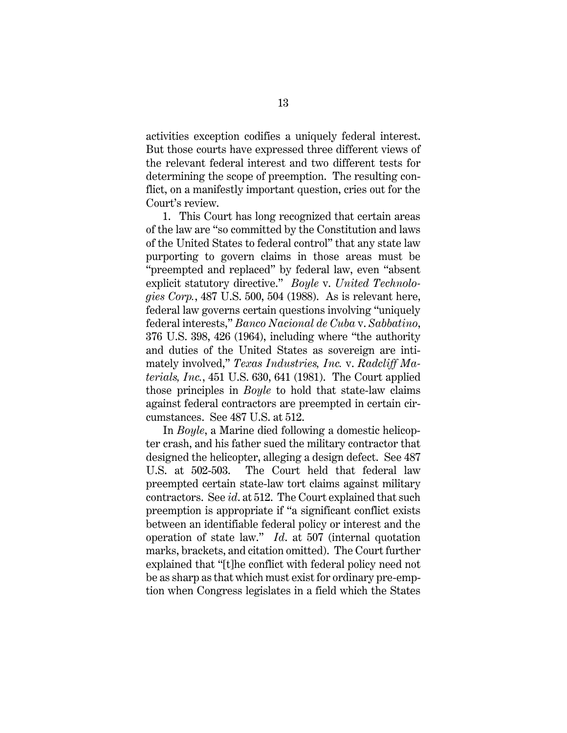activities exception codifies a uniquely federal interest. But those courts have expressed three different views of the relevant federal interest and two different tests for determining the scope of preemption. The resulting conflict, on a manifestly important question, cries out for the Court's review.

1. This Court has long recognized that certain areas of the law are "so committed by the Constitution and laws of the United States to federal control" that any state law purporting to govern claims in those areas must be "preempted and replaced" by federal law, even "absent explicit statutory directive." *Boyle* v. *United Technologies Corp.*, 487 U.S. 500, 504 (1988). As is relevant here, federal law governs certain questions involving "uniquely federal interests," *Banco Nacional de Cuba* v. *Sabbatino*, 376 U.S. 398, 426 (1964), including where "the authority and duties of the United States as sovereign are intimately involved," *Texas Industries, Inc.* v. *Radcliff Materials, Inc.*, 451 U.S. 630, 641 (1981). The Court applied those principles in *Boyle* to hold that state-law claims against federal contractors are preempted in certain circumstances. See 487 U.S. at 512.

In *Boyle*, a Marine died following a domestic helicopter crash, and his father sued the military contractor that designed the helicopter, alleging a design defect. See 487 U.S. at 502-503. The Court held that federal law preempted certain state-law tort claims against military contractors. See *id*. at 512. The Court explained that such preemption is appropriate if "a significant conflict exists between an identifiable federal policy or interest and the operation of state law." *Id*. at 507 (internal quotation marks, brackets, and citation omitted). The Court further explained that "[t]he conflict with federal policy need not be as sharp as that which must exist for ordinary pre-emption when Congress legislates in a field which the States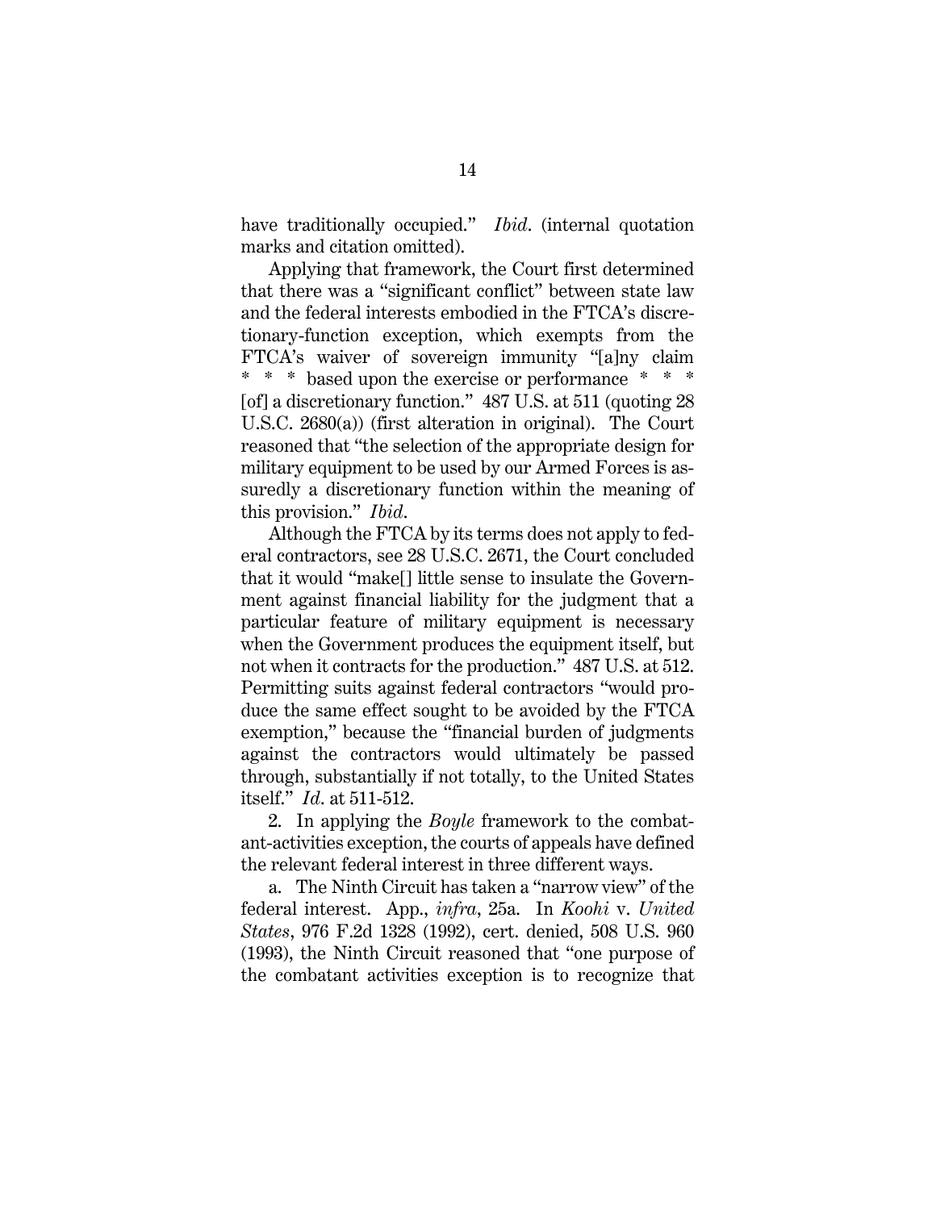have traditionally occupied." *Ibid*. (internal quotation marks and citation omitted).

Applying that framework, the Court first determined that there was a "significant conflict" between state law and the federal interests embodied in the FTCA's discretionary-function exception, which exempts from the FTCA's waiver of sovereign immunity "[a]ny claim * * * based upon the exercise or performance * * * [of] a discretionary function." 487 U.S. at 511 (quoting 28 U.S.C. 2680(a)) (first alteration in original). The Court reasoned that "the selection of the appropriate design for military equipment to be used by our Armed Forces is assuredly a discretionary function within the meaning of this provision." *Ibid*.

Although the FTCA by its terms does not apply to federal contractors, see 28 U.S.C. 2671, the Court concluded that it would "make[] little sense to insulate the Government against financial liability for the judgment that a particular feature of military equipment is necessary when the Government produces the equipment itself, but not when it contracts for the production." 487 U.S. at 512. Permitting suits against federal contractors "would produce the same effect sought to be avoided by the FTCA exemption," because the "financial burden of judgments against the contractors would ultimately be passed through, substantially if not totally, to the United States itself." *Id*. at 511-512.

2. In applying the *Boyle* framework to the combatant-activities exception, the courts of appeals have defined the relevant federal interest in three different ways.

a. The Ninth Circuit has taken a "narrow view" of the federal interest. App., *infra*, 25a. In *Koohi* v. *United States*, 976 F.2d 1328 (1992), cert. denied, 508 U.S. 960 (1993), the Ninth Circuit reasoned that "one purpose of the combatant activities exception is to recognize that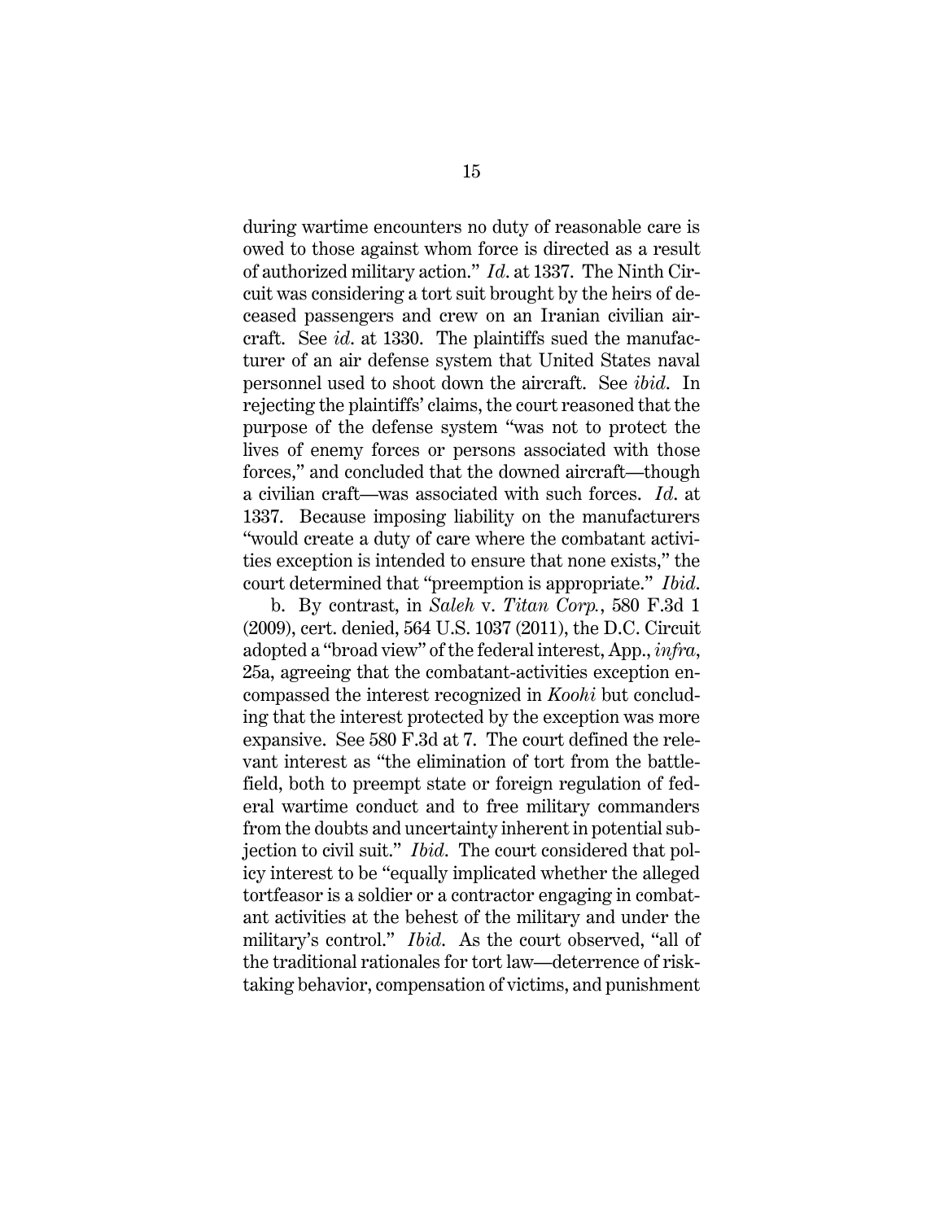during wartime encounters no duty of reasonable care is owed to those against whom force is directed as a result of authorized military action." *Id*. at 1337. The Ninth Circuit was considering a tort suit brought by the heirs of deceased passengers and crew on an Iranian civilian aircraft. See *id*. at 1330. The plaintiffs sued the manufacturer of an air defense system that United States naval personnel used to shoot down the aircraft. See *ibid*. In rejecting the plaintiffs' claims, the court reasoned that the purpose of the defense system "was not to protect the lives of enemy forces or persons associated with those forces," and concluded that the downed aircraft—though a civilian craft—was associated with such forces. *Id*. at 1337. Because imposing liability on the manufacturers "would create a duty of care where the combatant activities exception is intended to ensure that none exists," the court determined that "preemption is appropriate." *Ibid*.

b. By contrast, in *Saleh* v. *Titan Corp.*, 580 F.3d 1 (2009), cert. denied, 564 U.S. 1037 (2011), the D.C. Circuit adopted a "broad view" of the federal interest, App., *infra*, 25a, agreeing that the combatant-activities exception encompassed the interest recognized in *Koohi* but concluding that the interest protected by the exception was more expansive. See 580 F.3d at 7. The court defined the relevant interest as "the elimination of tort from the battlefield, both to preempt state or foreign regulation of federal wartime conduct and to free military commanders from the doubts and uncertainty inherent in potential subjection to civil suit." *Ibid*. The court considered that policy interest to be "equally implicated whether the alleged tortfeasor is a soldier or a contractor engaging in combatant activities at the behest of the military and under the military's control." *Ibid*. As the court observed, "all of the traditional rationales for tort law—deterrence of risk-taking behavior, compensation of victims, and punishment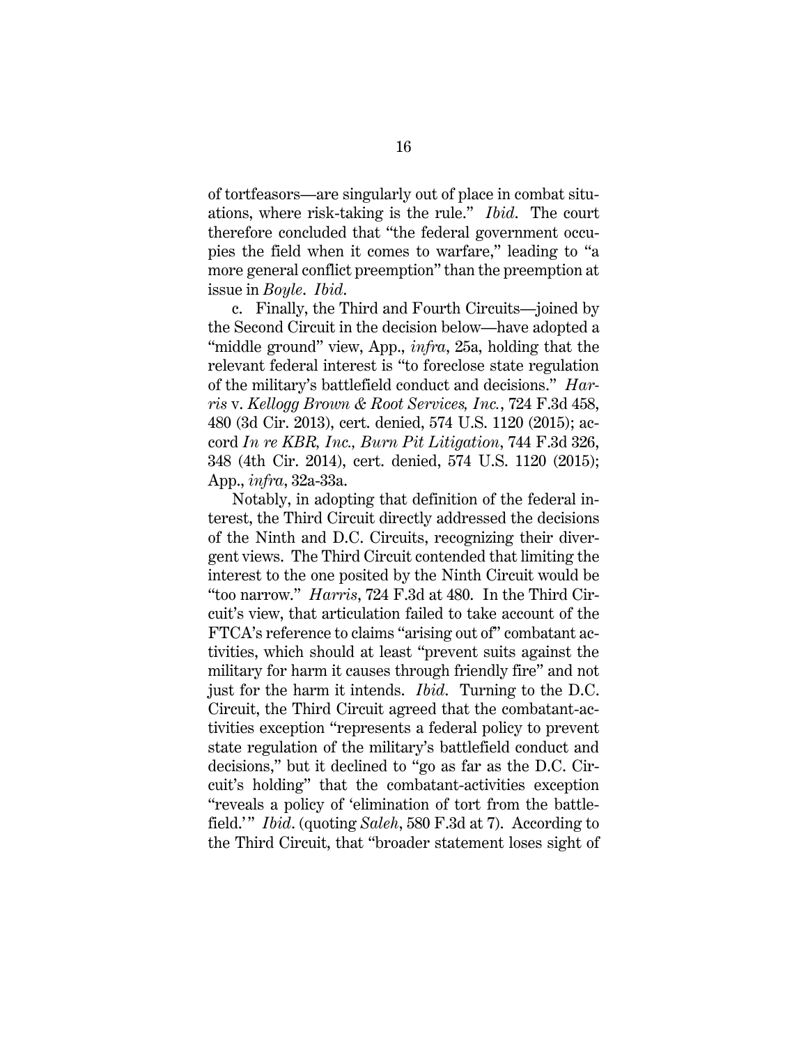of tortfeasors—are singularly out of place in combat situations, where risk-taking is the rule." *Ibid*. The court therefore concluded that "the federal government occupies the field when it comes to warfare," leading to "a more general conflict preemption" than the preemption at issue in *Boyle*. *Ibid*.

c. Finally, the Third and Fourth Circuits—joined by the Second Circuit in the decision below—have adopted a "middle ground" view, App., *infra*, 25a, holding that the relevant federal interest is "to foreclose state regulation of the military's battlefield conduct and decisions." *Harris* v. *Kellogg Brown & Root Services, Inc.*, 724 F.3d 458, 480 (3d Cir. 2013), cert. denied, 574 U.S. 1120 (2015); accord *In re KBR, Inc., Burn Pit Litigation*, 744 F.3d 326, 348 (4th Cir. 2014), cert. denied, 574 U.S. 1120 (2015); App., *infra*, 32a-33a.

Notably, in adopting that definition of the federal interest, the Third Circuit directly addressed the decisions of the Ninth and D.C. Circuits, recognizing their divergent views. The Third Circuit contended that limiting the interest to the one posited by the Ninth Circuit would be "too narrow." *Harris*, 724 F.3d at 480. In the Third Circuit's view, that articulation failed to take account of the FTCA's reference to claims "arising out of" combatant activities, which should at least "prevent suits against the military for harm it causes through friendly fire" and not just for the harm it intends. *Ibid*. Turning to the D.C. Circuit, the Third Circuit agreed that the combatant-activities exception "represents a federal policy to prevent state regulation of the military's battlefield conduct and decisions," but it declined to "go as far as the D.C. Circuit's holding" that the combatant-activities exception "reveals a policy of 'elimination of tort from the battlefield.'" *Ibid*. (quoting *Saleh*, 580 F.3d at 7). According to the Third Circuit, that "broader statement loses sight of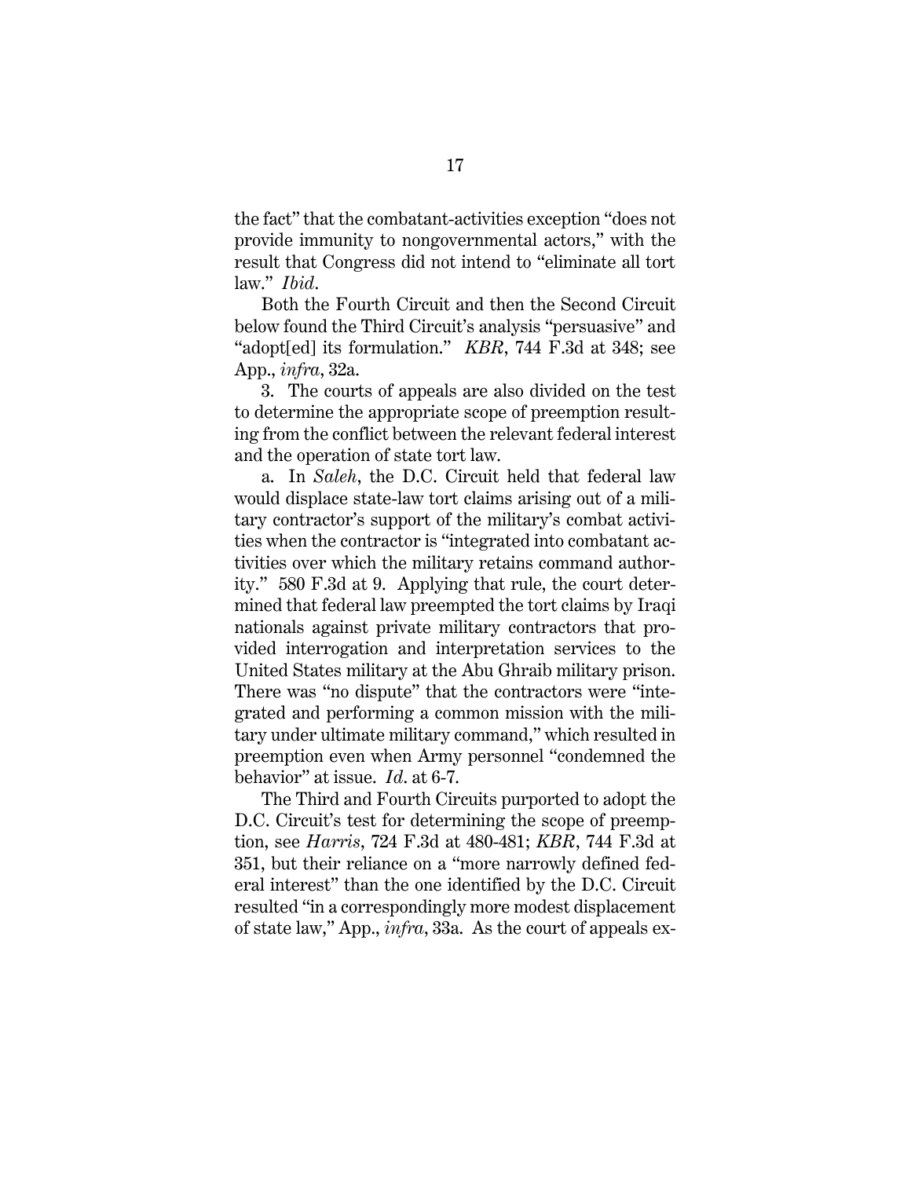the fact" that the combatant-activities exception "does not provide immunity to nongovernmental actors," with the result that Congress did not intend to "eliminate all tort law." *Ibid*.

Both the Fourth Circuit and then the Second Circuit below found the Third Circuit's analysis "persuasive" and "adopt[ed] its formulation." *KBR*, 744 F.3d at 348; see App., *infra*, 32a.

3. The courts of appeals are also divided on the test to determine the appropriate scope of preemption resulting from the conflict between the relevant federal interest and the operation of state tort law.

a. In *Saleh*, the D.C. Circuit held that federal law would displace state-law tort claims arising out of a military contractor's support of the military's combat activities when the contractor is "integrated into combatant activities over which the military retains command authority." 580 F.3d at 9. Applying that rule, the court determined that federal law preempted the tort claims by Iraqi nationals against private military contractors that provided interrogation and interpretation services to the United States military at the Abu Ghraib military prison. There was "no dispute" that the contractors were "integrated and performing a common mission with the military under ultimate military command," which resulted in preemption even when Army personnel "condemned the behavior" at issue. *Id*. at 6-7.

The Third and Fourth Circuits purported to adopt the D.C. Circuit's test for determining the scope of preemption, see *Harris*, 724 F.3d at 480-481; *KBR*, 744 F.3d at 351, but their reliance on a "more narrowly defined federal interest" than the one identified by the D.C. Circuit resulted "in a correspondingly more modest displacement of state law," App., *infra*, 33a. As the court of appeals ex-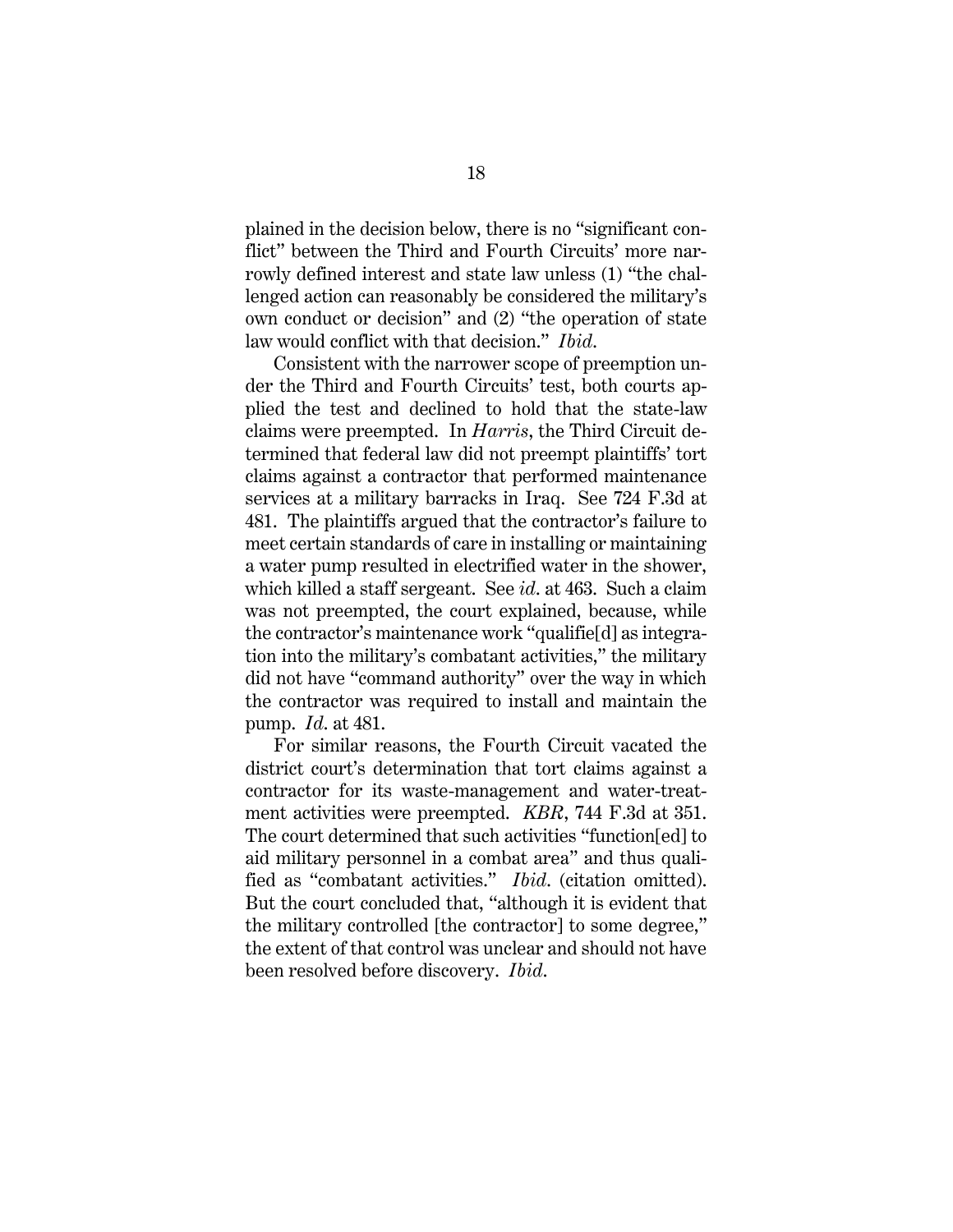plained in the decision below, there is no "significant conflict" between the Third and Fourth Circuits' more narrowly defined interest and state law unless (1) "the challenged action can reasonably be considered the military's own conduct or decision" and (2) "the operation of state law would conflict with that decision." *Ibid.*

Consistent with the narrower scope of preemption under the Third and Fourth Circuits' test, both courts applied the test and declined to hold that the state-law claims were preempted. In *Harris*, the Third Circuit determined that federal law did not preempt plaintiffs' tort claims against a contractor that performed maintenance services at a military barracks in Iraq. See 724 F.3d at 481. The plaintiffs argued that the contractor's failure to meet certain standards of care in installing or maintaining a water pump resulted in electrified water in the shower, which killed a staff sergeant. See *id.* at 463. Such a claim was not preempted, the court explained, because, while the contractor's maintenance work "qualifie[d] as integration into the military's combatant activities," the military did not have "command authority" over the way in which the contractor was required to install and maintain the pump. *Id.* at 481.

For similar reasons, the Fourth Circuit vacated the district court's determination that tort claims against a contractor for its waste-management and water-treatment activities were preempted. *KBR*, 744 F.3d at 351. The court determined that such activities "function[ed] to aid military personnel in a combat area" and thus qualified as "combatant activities." *Ibid.* (citation omitted). But the court concluded that, "although it is evident that the military controlled [the contractor] to some degree," the extent of that control was unclear and should not have been resolved before discovery. *Ibid.*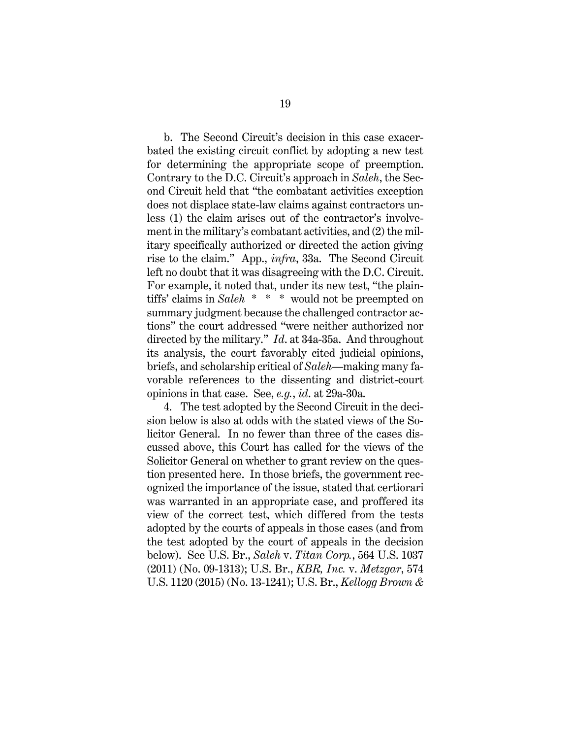b. The Second Circuit's decision in this case exacerbated the existing circuit conflict by adopting a new test for determining the appropriate scope of preemption. Contrary to the D.C. Circuit's approach in *Saleh*, the Second Circuit held that "the combatant activities exception does not displace state-law claims against contractors unless (1) the claim arises out of the contractor's involvement in the military's combatant activities, and (2) the military specifically authorized or directed the action giving rise to the claim." App., *infra*, 33a. The Second Circuit left no doubt that it was disagreeing with the D.C. Circuit. For example, it noted that, under its new test, "the plaintiffs' claims in *Saleh* * * * would not be preempted on summary judgment because the challenged contractor actions" the court addressed "were neither authorized nor directed by the military." *Id.* at 34a-35a. And throughout its analysis, the court favorably cited judicial opinions, briefs, and scholarship critical of *Saleh*—making many favorable references to the dissenting and district-court opinions in that case. See, *e.g.*, *id.* at 29a-30a.

4. The test adopted by the Second Circuit in the decision below is also at odds with the stated views of the Solicitor General. In no fewer than three of the cases discussed above, this Court has called for the views of the Solicitor General on whether to grant review on the question presented here. In those briefs, the government recognized the importance of the issue, stated that certiorari was warranted in an appropriate case, and proffered its view of the correct test, which differed from the tests adopted by the courts of appeals in those cases (and from the test adopted by the court of appeals in the decision below). See U.S. Br., *Saleh* v. *Titan Corp.*, 564 U.S. 1037 (2011) (No. 09-1313); U.S. Br., *KBR, Inc.* v. *Metzgar*, 574 U.S. 1120 (2015) (No. 13-1241); U.S. Br., *Kellogg Brown &*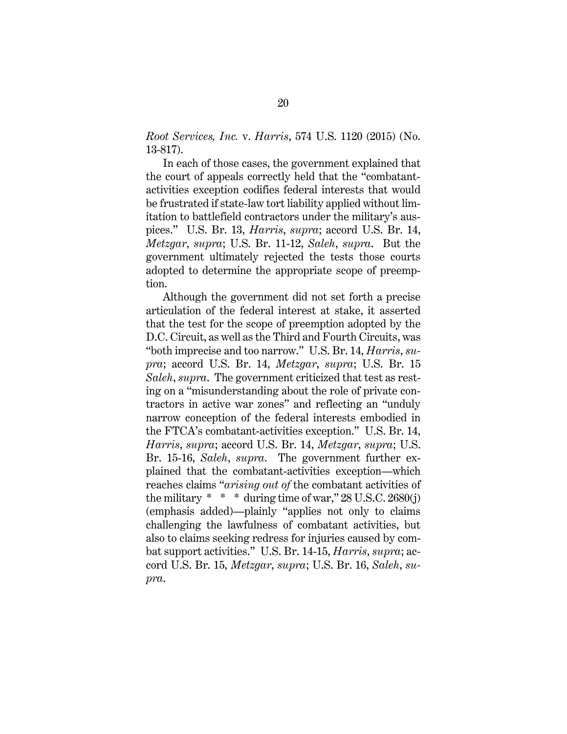*Root Services, Inc.* v. *Harris*, 574 U.S. 1120 (2015) (No. 13-817).

In each of those cases, the government explained that the court of appeals correctly held that the "combatant-activities exception codifies federal interests that would be frustrated if state-law tort liability applied without limitation to battlefield contractors under the military's auspices." U.S. Br. 13, *Harris*, *supra*; accord U.S. Br. 14, *Metzgar*, *supra*; U.S. Br. 11-12, *Saleh*, *supra*. But the government ultimately rejected the tests those courts adopted to determine the appropriate scope of preemption.

Although the government did not set forth a precise articulation of the federal interest at stake, it asserted that the test for the scope of preemption adopted by the D.C. Circuit, as well as the Third and Fourth Circuits, was "both imprecise and too narrow." U.S. Br. 14, *Harris*, *supra*; accord U.S. Br. 14, *Metzgar*, *supra*; U.S. Br. 15 *Saleh*, *supra*. The government criticized that test as resting on a "misunderstanding about the role of private contractors in active war zones" and reflecting an "unduly narrow conception of the federal interests embodied in the FTCA's combatant-activities exception." U.S. Br. 14, *Harris*, *supra*; accord U.S. Br. 14, *Metzgar*, *supra*; U.S. Br. 15-16, *Saleh*, *supra*. The government further explained that the combatant-activities exception—which reaches claims "*arising out of* the combatant activities of the military * * * during time of war," 28 U.S.C. 2680(j) (emphasis added)—plainly "applies not only to claims challenging the lawfulness of combatant activities, but also to claims seeking redress for injuries caused by combat support activities." U.S. Br. 14-15, *Harris*, *supra*; accord U.S. Br. 15, *Metzgar*, *supra*; U.S. Br. 16, *Saleh*, *supra*.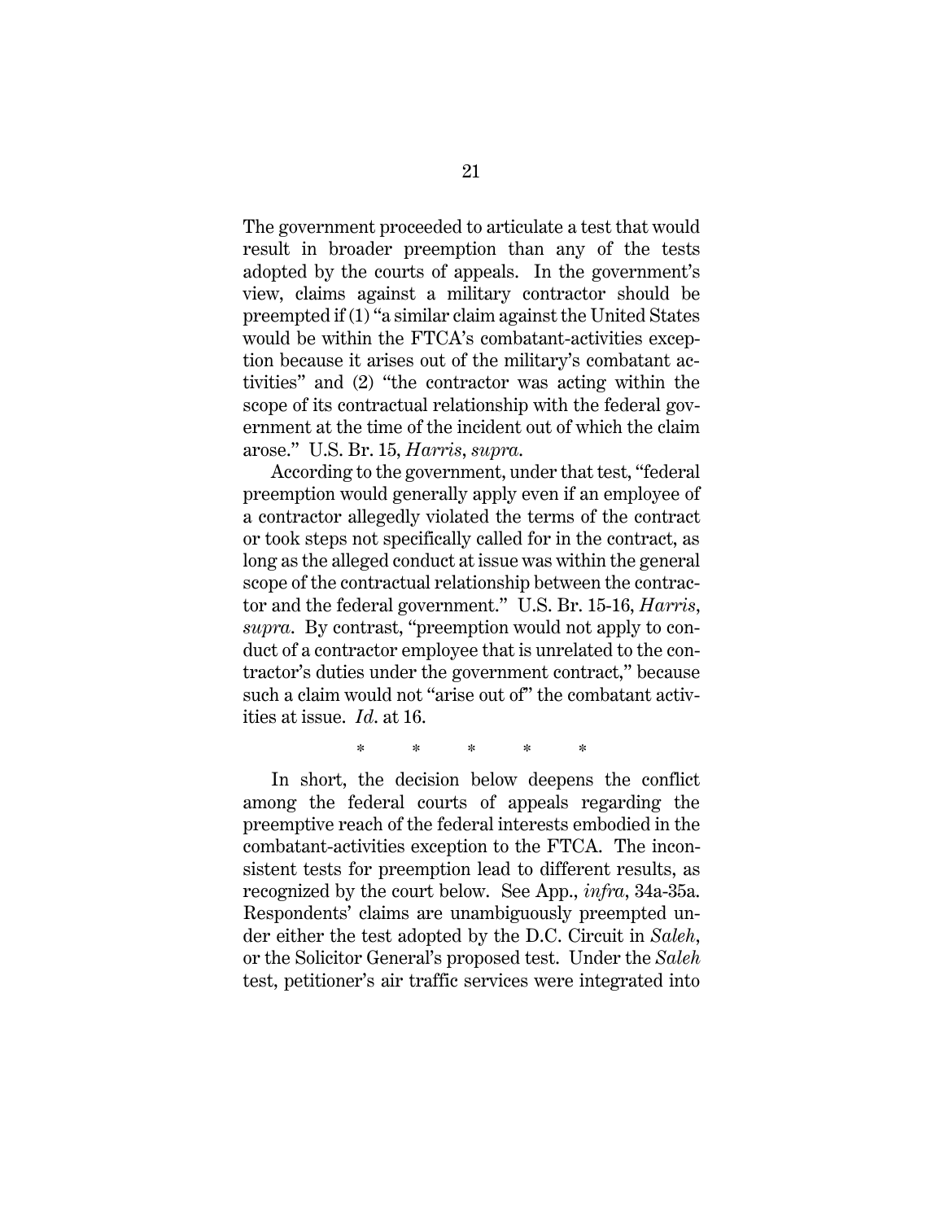The government proceeded to articulate a test that would result in broader preemption than any of the tests adopted by the courts of appeals. In the government's view, claims against a military contractor should be preempted if (1) "a similar claim against the United States would be within the FTCA's combatant-activities exception because it arises out of the military's combatant activities" and (2) "the contractor was acting within the scope of its contractual relationship with the federal government at the time of the incident out of which the claim arose." U.S. Br. 15, *Harris*, *supra*.

According to the government, under that test, "federal preemption would generally apply even if an employee of a contractor allegedly violated the terms of the contract or took steps not specifically called for in the contract, as long as the alleged conduct at issue was within the general scope of the contractual relationship between the contractor and the federal government." U.S. Br. 15-16, *Harris*, *supra*. By contrast, "preemption would not apply to conduct of a contractor employee that is unrelated to the contractor's duties under the government contract," because such a claim would not "arise out of" the combatant activities at issue. *Id*. at 16.

\* \* \* \* \*

In short, the decision below deepens the conflict among the federal courts of appeals regarding the preemptive reach of the federal interests embodied in the combatant-activities exception to the FTCA. The inconsistent tests for preemption lead to different results, as recognized by the court below. See App., *infra*, 34a-35a. Respondents' claims are unambiguously preempted under either the test adopted by the D.C. Circuit in *Saleh*, or the Solicitor General's proposed test. Under the *Saleh* test, petitioner's air traffic services were integrated into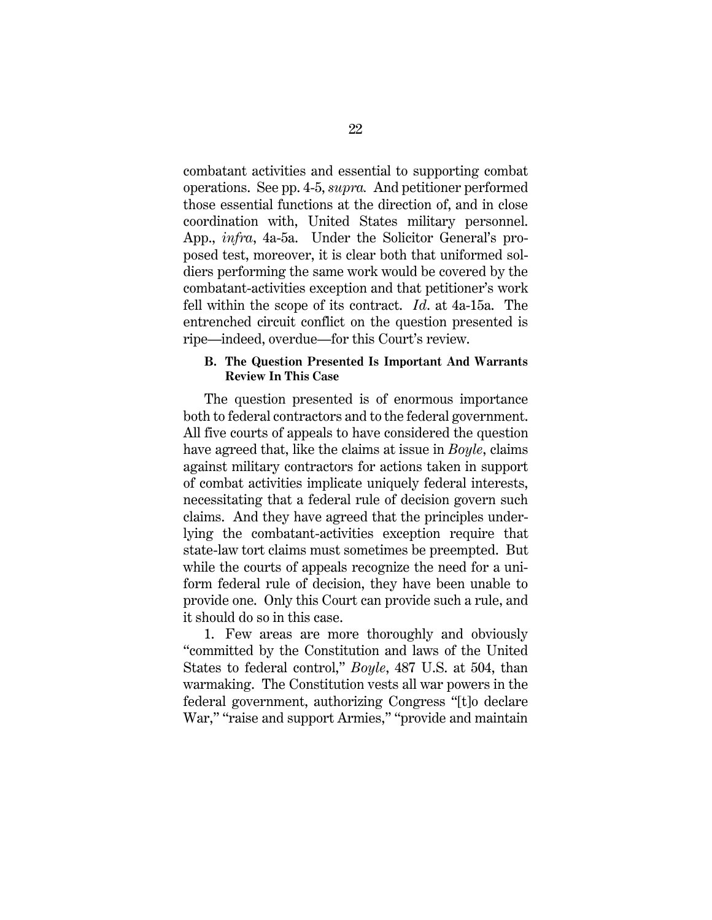combatant activities and essential to supporting combat operations. See pp. 4-5, *supra.* And petitioner performed those essential functions at the direction of, and in close coordination with, United States military personnel. App., *infra*, 4a-5a. Under the Solicitor General's proposed test, moreover, it is clear both that uniformed soldiers performing the same work would be covered by the combatant-activities exception and that petitioner's work fell within the scope of its contract. *Id*. at 4a-15a. The entrenched circuit conflict on the question presented is ripe—indeed, overdue—for this Court's review.

### B. The Question Presented Is Important And Warrants Review In This Case

The question presented is of enormous importance both to federal contractors and to the federal government. All five courts of appeals to have considered the question have agreed that, like the claims at issue in *Boyle*, claims against military contractors for actions taken in support of combat activities implicate uniquely federal interests, necessitating that a federal rule of decision govern such claims. And they have agreed that the principles underlying the combatant-activities exception require that state-law tort claims must sometimes be preempted. But while the courts of appeals recognize the need for a uniform federal rule of decision, they have been unable to provide one. Only this Court can provide such a rule, and it should do so in this case.

1. Few areas are more thoroughly and obviously "committed by the Constitution and laws of the United States to federal control," *Boyle*, 487 U.S. at 504, than warmaking. The Constitution vests all war powers in the federal government, authorizing Congress "[t]o declare War," "raise and support Armies," "provide and maintain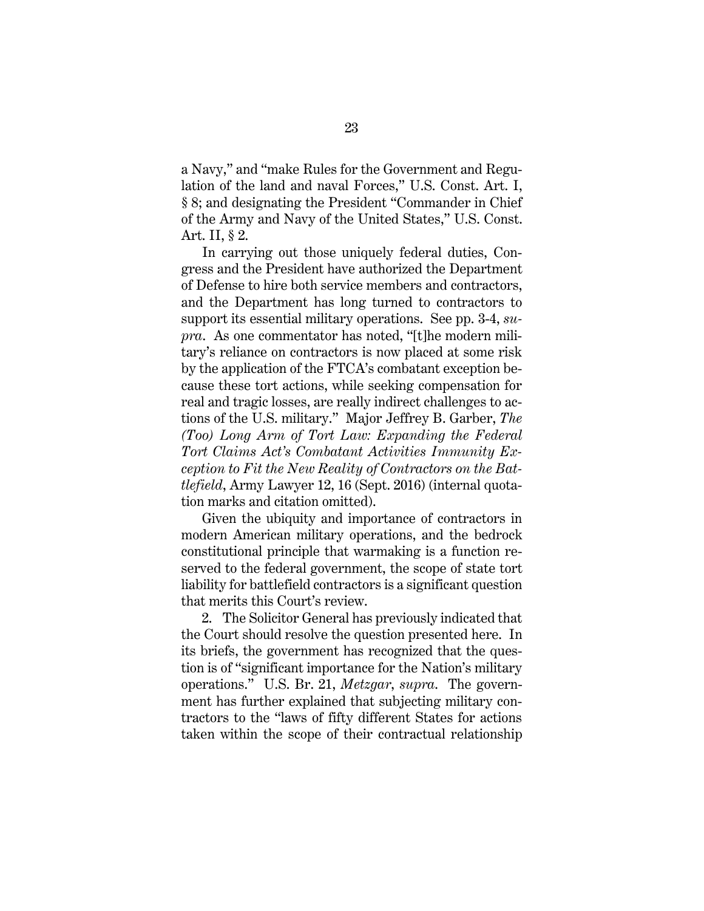a Navy," and "make Rules for the Government and Regulation of the land and naval Forces," U.S. Const. Art. I, § 8; and designating the President "Commander in Chief of the Army and Navy of the United States," U.S. Const. Art. II, § 2.

In carrying out those uniquely federal duties, Congress and the President have authorized the Department of Defense to hire both service members and contractors, and the Department has long turned to contractors to support its essential military operations. See pp. 3-4, *supra*. As one commentator has noted, "[t]he modern military's reliance on contractors is now placed at some risk by the application of the FTCA's combatant exception because these tort actions, while seeking compensation for real and tragic losses, are really indirect challenges to actions of the U.S. military." Major Jeffrey B. Garber, *The (Too) Long Arm of Tort Law: Expanding the Federal Tort Claims Act's Combatant Activities Immunity Exception to Fit the New Reality of Contractors on the Battlefield*, Army Lawyer 12, 16 (Sept. 2016) (internal quotation marks and citation omitted).

Given the ubiquity and importance of contractors in modern American military operations, and the bedrock constitutional principle that warmaking is a function reserved to the federal government, the scope of state tort liability for battlefield contractors is a significant question that merits this Court's review.

2. The Solicitor General has previously indicated that the Court should resolve the question presented here. In its briefs, the government has recognized that the question is of "significant importance for the Nation's military operations." U.S. Br. 21, *Metzgar*, *supra*. The government has further explained that subjecting military contractors to the "laws of fifty different States for actions taken within the scope of their contractual relationship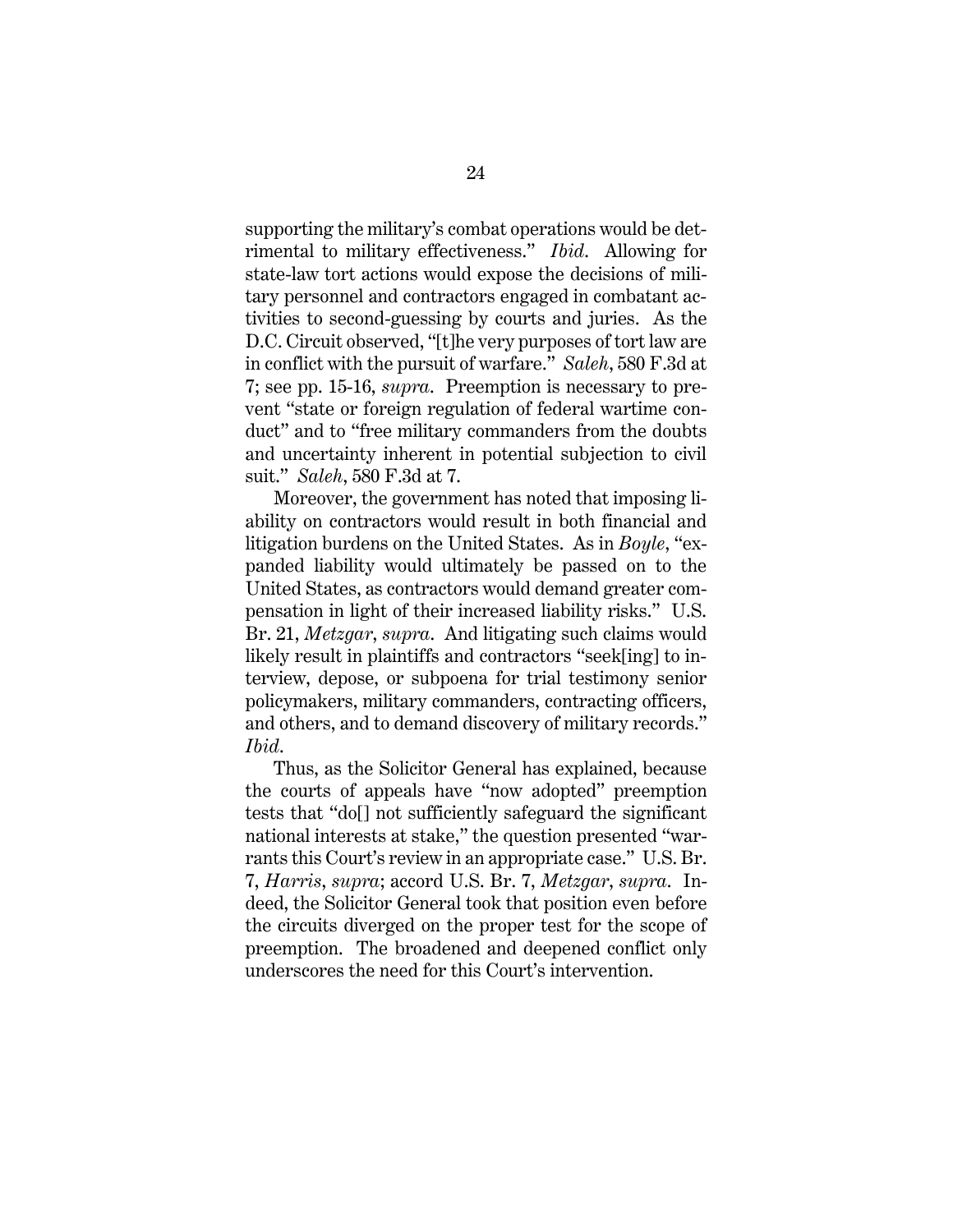supporting the military's combat operations would be detrimental to military effectiveness." *Ibid*. Allowing for state-law tort actions would expose the decisions of military personnel and contractors engaged in combatant activities to second-guessing by courts and juries. As the D.C. Circuit observed, "[t]he very purposes of tort law are in conflict with the pursuit of warfare." *Saleh*, 580 F.3d at 7; see pp. 15-16, *supra*. Preemption is necessary to prevent "state or foreign regulation of federal wartime conduct" and to "free military commanders from the doubts and uncertainty inherent in potential subjection to civil suit." *Saleh*, 580 F.3d at 7.

Moreover, the government has noted that imposing liability on contractors would result in both financial and litigation burdens on the United States. As in *Boyle*, "expanded liability would ultimately be passed on to the United States, as contractors would demand greater compensation in light of their increased liability risks." U.S. Br. 21, *Metzgar*, *supra*. And litigating such claims would likely result in plaintiffs and contractors "seek[ing] to interview, depose, or subpoena for trial testimony senior policymakers, military commanders, contracting officers, and others, and to demand discovery of military records." *Ibid*.

Thus, as the Solicitor General has explained, because the courts of appeals have "now adopted" preemption tests that "do[] not sufficiently safeguard the significant national interests at stake," the question presented "warrants this Court's review in an appropriate case." U.S. Br. 7, *Harris*, *supra*; accord U.S. Br. 7, *Metzgar*, *supra*. Indeed, the Solicitor General took that position even before the circuits diverged on the proper test for the scope of preemption. The broadened and deepened conflict only underscores the need for this Court's intervention.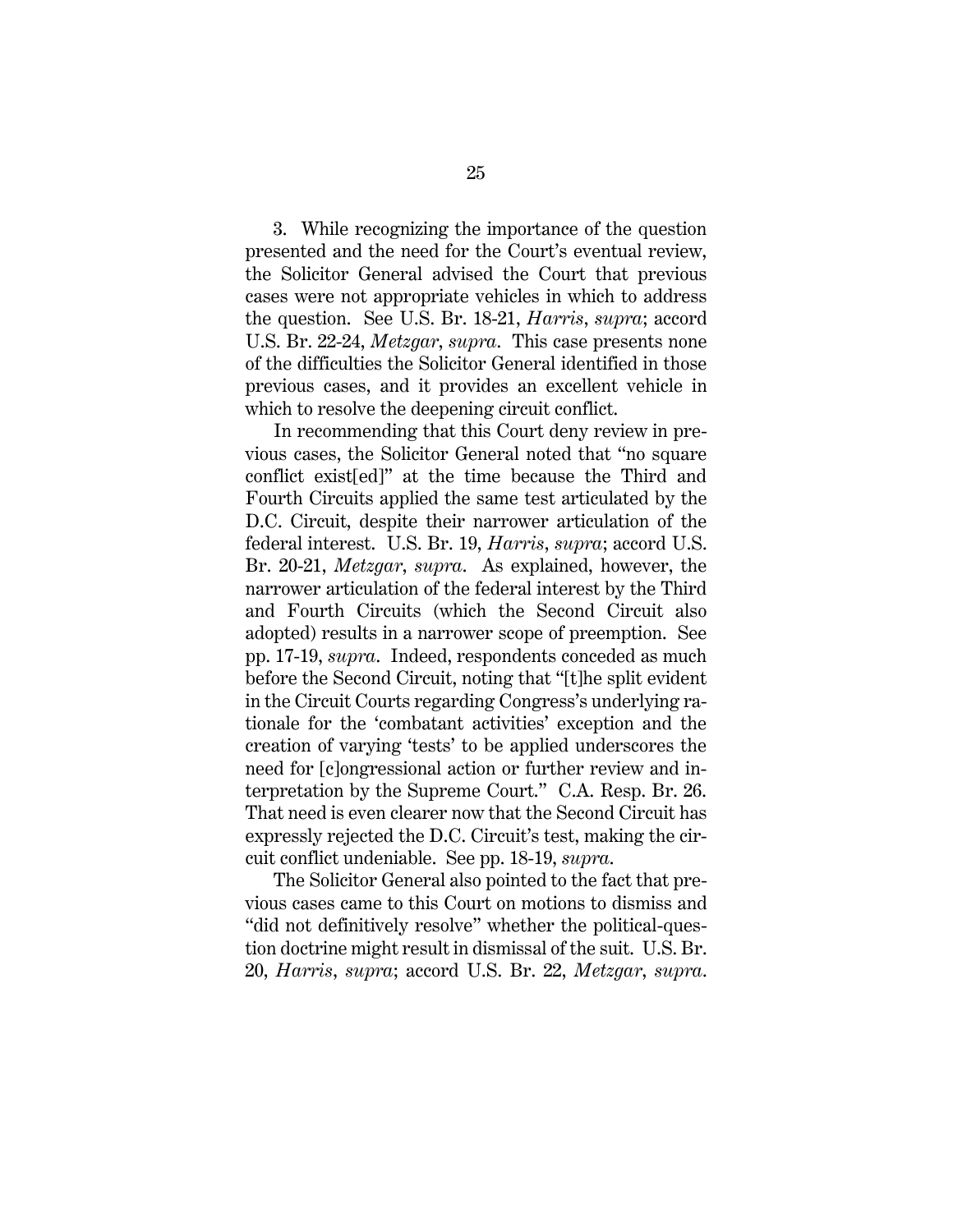3. While recognizing the importance of the question presented and the need for the Court's eventual review, the Solicitor General advised the Court that previous cases were not appropriate vehicles in which to address the question. See U.S. Br. 18-21, *Harris*, *supra*; accord U.S. Br. 22-24, *Metzgar*, *supra*. This case presents none of the difficulties the Solicitor General identified in those previous cases, and it provides an excellent vehicle in which to resolve the deepening circuit conflict.

In recommending that this Court deny review in previous cases, the Solicitor General noted that "no square conflict exist[ed]" at the time because the Third and Fourth Circuits applied the same test articulated by the D.C. Circuit, despite their narrower articulation of the federal interest. U.S. Br. 19, *Harris*, *supra*; accord U.S. Br. 20-21, *Metzgar*, *supra*. As explained, however, the narrower articulation of the federal interest by the Third and Fourth Circuits (which the Second Circuit also adopted) results in a narrower scope of preemption. See pp. 17-19, *supra*. Indeed, respondents conceded as much before the Second Circuit, noting that "[t]he split evident in the Circuit Courts regarding Congress's underlying rationale for the 'combatant activities' exception and the creation of varying 'tests' to be applied underscores the need for [c]ongressional action or further review and interpretation by the Supreme Court." C.A. Resp. Br. 26. That need is even clearer now that the Second Circuit has expressly rejected the D.C. Circuit's test, making the circuit conflict undeniable. See pp. 18-19, *supra*.

The Solicitor General also pointed to the fact that previous cases came to this Court on motions to dismiss and "did not definitively resolve" whether the political-question doctrine might result in dismissal of the suit. U.S. Br. 20, *Harris*, *supra*; accord U.S. Br. 22, *Metzgar*, *supra*.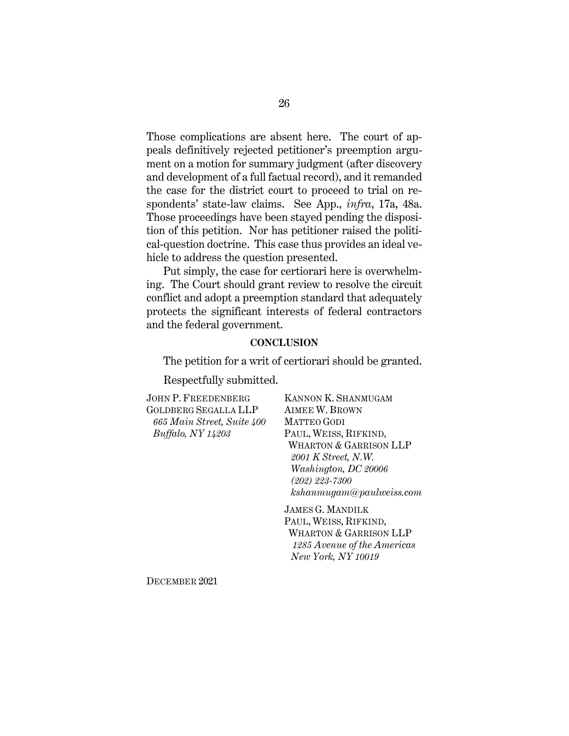Those complications are absent here. The court of appeals definitively rejected petitioner's preemption argument on a motion for summary judgment (after discovery and development of a full factual record), and it remanded the case for the district court to proceed to trial on respondents' state-law claims. See App., *infra*, 17a, 48a. Those proceedings have been stayed pending the disposition of this petition. Nor has petitioner raised the political-question doctrine. This case thus provides an ideal vehicle to address the question presented.

Put simply, the case for certiorari here is overwhelming. The Court should grant review to resolve the circuit conflict and adopt a preemption standard that adequately protects the significant interests of federal contractors and the federal government.

**CONCLUSION**

The petition for a writ of certiorari should be granted.

Respectfully submitted.

JOHN P. FREEDENBERG
GOLDBERG SEGALLA LLP
*665 Main Street, Suite 400*
*Buffalo, NY 14203*

KANNON K. SHANMUGAM
AIMEE W. BROWN
MATTEO GODI
PAUL, WEISS, RIFKIND,
WHARTON & GARRISON LLP
*2001 K Street, N.W.*
*Washington, DC 20006*
*(202) 223-7300*
*kshanmugam@paulweiss.com*

JAMES G. MANDILK
PAUL, WEISS, RIFKIND,
WHARTON & GARRISON LLP
*1285 Avenue of the Americas*
*New York, NY 10019*

DECEMBER 2021